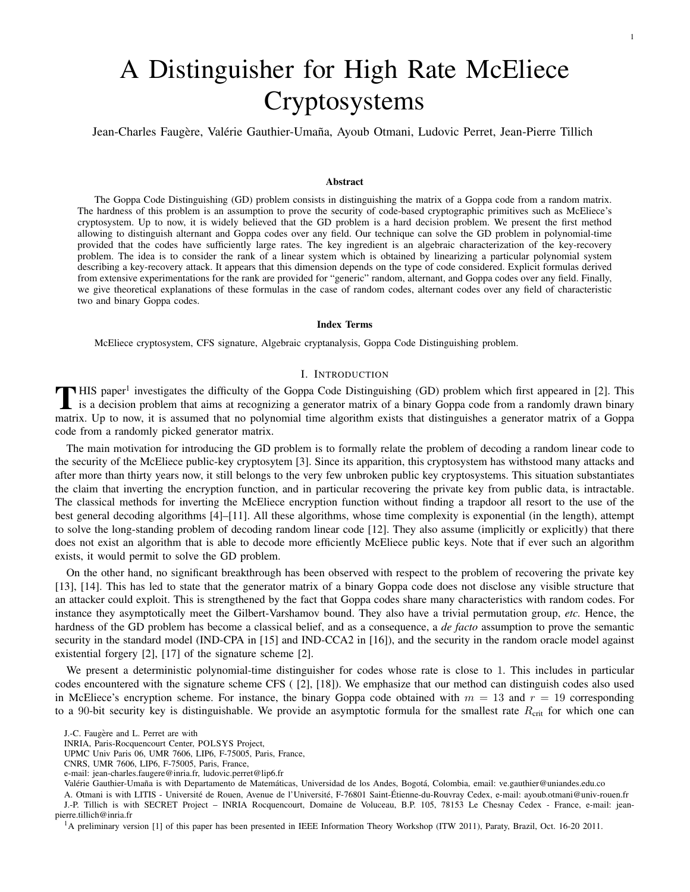# A Distinguisher for High Rate McEliece Cryptosystems

Jean-Charles Faugère, Valérie Gauthier-Umaña, Ayoub Otmani, Ludovic Perret, Jean-Pierre Tillich

### Abstract

The Goppa Code Distinguishing (GD) problem consists in distinguishing the matrix of a Goppa code from a random matrix. The hardness of this problem is an assumption to prove the security of code-based cryptographic primitives such as McEliece's cryptosystem. Up to now, it is widely believed that the GD problem is a hard decision problem. We present the first method allowing to distinguish alternant and Goppa codes over any field. Our technique can solve the GD problem in polynomial-time provided that the codes have sufficiently large rates. The key ingredient is an algebraic characterization of the key-recovery problem. The idea is to consider the rank of a linear system which is obtained by linearizing a particular polynomial system describing a key-recovery attack. It appears that this dimension depends on the type of code considered. Explicit formulas derived from extensive experimentations for the rank are provided for "generic" random, alternant, and Goppa codes over any field. Finally, we give theoretical explanations of these formulas in the case of random codes, alternant codes over any field of characteristic two and binary Goppa codes.

### Index Terms

McEliece cryptosystem, CFS signature, Algebraic cryptanalysis, Goppa Code Distinguishing problem.

## I. Introduction

This paper[1] investigates the difficulty of the Goppa Code Distinguishing (GD) problem which first appeared in [2]. This is a decision problem that aims at recognizing a generator matrix of a binary Goppa code from a randomly drawn binary matrix. Up to now, it is assumed that no polynomial time algorithm exists that distinguishes a generator matrix of a Goppa code from a randomly picked generator matrix.

The main motivation for introducing the GD problem is to formally relate the problem of decoding a random linear code to the security of the McEliece public-key cryptosytem [3]. Since its apparition, this cryptosystem has withstood many attacks and after more than thirty years now, it still belongs to the very few unbroken public key cryptosystems. This situation substantiates the claim that inverting the encryption function, and in particular recovering the private key from public data, is intractable. The classical methods for inverting the McEliece encryption function without finding a trapdoor all resort to the use of the best general decoding algorithms [4]–[11]. All these algorithms, whose time complexity is exponential (in the length), attempt to solve the long-standing problem of decoding random linear code [12]. They also assume (implicitly or explicitly) that there does not exist an algorithm that is able to decode more efficiently McEliece public keys. Note that if ever such an algorithm exists, it would permit to solve the GD problem.

On the other hand, no significant breakthrough has been observed with respect to the problem of recovering the private key [13], [14]. This has led to state that the generator matrix of a binary Goppa code does not disclose any visible structure that an attacker could exploit. This is strengthened by the fact that Goppa codes share many characteristics with random codes. For instance they asymptotically meet the Gilbert-Varshamov bound. They also have a trivial permutation group, *etc.* Hence, the hardness of the GD problem has become a classical belief, and as a consequence, a *de facto* assumption to prove the semantic security in the standard model (IND-CPA in [15] and IND-CCA2 in [16]), and the security in the random oracle model against existential forgery [2], [17] of the signature scheme [2].

We present a deterministic polynomial-time distinguisher for codes whose rate is close to 1. This includes in particular codes encountered with the signature scheme CFS ( [2], [18]). We emphasize that our method can distinguish codes also used in McEliece's encryption scheme. For instance, the binary Goppa code obtained with $m = 13$ and $r = 19$ corresponding to a 90-bit security key is distinguishable. We provide an asymptotic formula for the smallest rate $R_{\text{crit}}$ for which one can

J.-C. Faugère and L. Perret are with
INRIA, Paris-Rocquencourt Center, POLSYS Project,
UPMC Univ Paris 06, UMR 7606, LIP6, F-75005, Paris, France,
CNRS, UMR 7606, LIP6, F-75005, Paris, France,
e-mail: jean-charles.faugere@inria.fr, ludovic.perret@lip6.fr

Valérie Gauthier-Umaña is with Departamento de Matemáticas, Universidad de los Andes, Bogotá, Colombia, email: ve.gauthier@uniandes.edu.co

A. Otmani is with LITIS - Université de Rouen, Avenue de l'Université, F-76801 Saint-Étienne-du-Rouvray Cedex, e-mail: ayoub.otmani@univ-rouen.fr

J.-P. Tillich is with SECRET Project – INRIA Rocquencourt, Domaine de Voluceau, B.P. 105, 78153 Le Chesnay Cedex - France, e-mail: jean-pierre.tillich@inria.fr

[1] A preliminary version [1] of this paper has been presented in IEEE Information Theory Workshop (ITW 2011), Paraty, Brazil, Oct. 16-20 2011.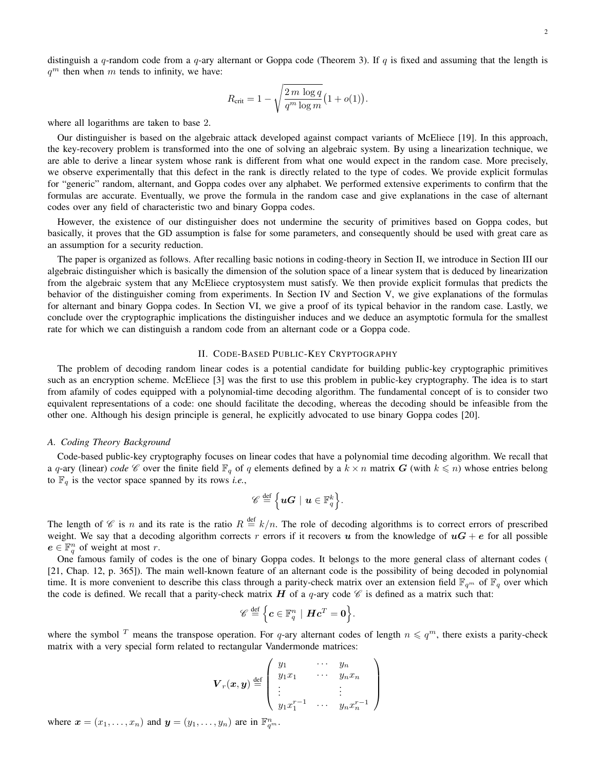distinguish a $q$-random code from a $q$-ary alternant or Goppa code (Theorem 3). If $q$ is fixed and assuming that the length is $q^m$ then when $m$ tends to infinity, we have:

$$R_{\text{crit}} = 1 - \sqrt{\frac{2\, m\, \log q}{q^m \log m}}\big(1 + o(1)\big).$$

where all logarithms are taken to base 2.

Our distinguisher is based on the algebraic attack developed against compact variants of McEliece [19]. In this approach, the key-recovery problem is transformed into the one of solving an algebraic system. By using a linearization technique, we are able to derive a linear system whose rank is different from what one would expect in the random case. More precisely, we observe experimentally that this defect in the rank is directly related to the type of codes. We provide explicit formulas for "generic" random, alternant, and Goppa codes over any alphabet. We performed extensive experiments to confirm that the formulas are accurate. Eventually, we prove the formula in the random case and give explanations in the case of alternant codes over any field of characteristic two and binary Goppa codes.

However, the existence of our distinguisher does not undermine the security of primitives based on Goppa codes, but basically, it proves that the GD assumption is false for some parameters, and consequently should be used with great care as an assumption for a security reduction.

The paper is organized as follows. After recalling basic notions in coding-theory in Section II, we introduce in Section III our algebraic distinguisher which is basically the dimension of the solution space of a linear system that is deduced by linearization from the algebraic system that any McEliece cryptosystem must satisfy. We then provide explicit formulas that predicts the behavior of the distinguisher coming from experiments. In Section IV and Section V, we give explanations of the formulas for alternant and binary Goppa codes. In Section VI, we give a proof of its typical behavior in the random case. Lastly, we conclude over the cryptographic implications the distinguisher induces and we deduce an asymptotic formula for the smallest rate for which we can distinguish a random code from an alternant code or a Goppa code.

## II. Code-Based Public-Key Cryptography

The problem of decoding random linear codes is a potential candidate for building public-key cryptographic primitives such as an encryption scheme. McEliece [3] was the first to use this problem in public-key cryptography. The idea is to start from afamily of codes equipped with a polynomial-time decoding algorithm. The fundamental concept of is to consider two equivalent representations of a code: one should facilitate the decoding, whereas the decoding should be infeasible from the other one. Although his design principle is general, he explicitly advocated to use binary Goppa codes [20].

### A. Coding Theory Background

Code-based public-key cryptography focuses on linear codes that have a polynomial time decoding algorithm. We recall that a $q$-ary (linear) *code* $\mathscr{C}$ over the finite field $\mathbb{F}_q$ of $q$ elements defined by a $k \times n$ matrix $\boldsymbol{G}$ (with $k \leqslant n$) whose entries belong to $\mathbb{F}_q$ is the vector space spanned by its rows *i.e.*,

$$\mathscr{C} \stackrel{\text{def}}{=} \Big\{ \boldsymbol{u}\boldsymbol{G} \mid \boldsymbol{u} \in \mathbb{F}_q^k \Big\}.$$

The length of $\mathscr{C}$ is $n$ and its rate is the ratio $R \stackrel{\text{def}}{=} k/n$. The role of decoding algorithms is to correct errors of prescribed weight. We say that a decoding algorithm corrects $r$ errors if it recovers $\boldsymbol{u}$ from the knowledge of $\boldsymbol{u}\boldsymbol{G} + \boldsymbol{e}$ for all possible $\boldsymbol{e} \in \mathbb{F}_q^n$ of weight at most $r$.

One famous family of codes is the one of binary Goppa codes. It belongs to the more general class of alternant codes ( [21, Chap. 12, p. 365]). The main well-known feature of an alternant code is the possibility of being decoded in polynomial time. It is more convenient to describe this class through a parity-check matrix over an extension field $\mathbb{F}_{q^m}$ of $\mathbb{F}_q$ over which the code is defined. We recall that a parity-check matrix $\boldsymbol{H}$ of a $q$-ary code $\mathscr{C}$ is defined as a matrix such that:

$$\mathscr{C} \stackrel{\text{def}}{=} \Big\{ \boldsymbol{c} \in \mathbb{F}_q^n \mid \boldsymbol{H}\boldsymbol{c}^T = \boldsymbol{0} \Big\}.$$

where the symbol $^T$ means the transpose operation. For $q$-ary alternant codes of length $n \leqslant q^m$, there exists a parity-check matrix with a very special form related to rectangular Vandermonde matrices:

$$\boldsymbol{V}_r(\boldsymbol{x}, \boldsymbol{y}) \stackrel{\text{def}}{=} \begin{pmatrix} y_1 & \cdots & y_n \\ y_1 x_1 & \cdots & y_n x_n \\ \vdots & & \vdots \\ y_1 x_1^{r-1} & \ldots & y_n x_n^{r-1} \end{pmatrix}$$

where $\boldsymbol{x} = (x_1, \ldots, x_n)$ and $\boldsymbol{y} = (y_1, \ldots, y_n)$ are in $\mathbb{F}_{q^m}^n$.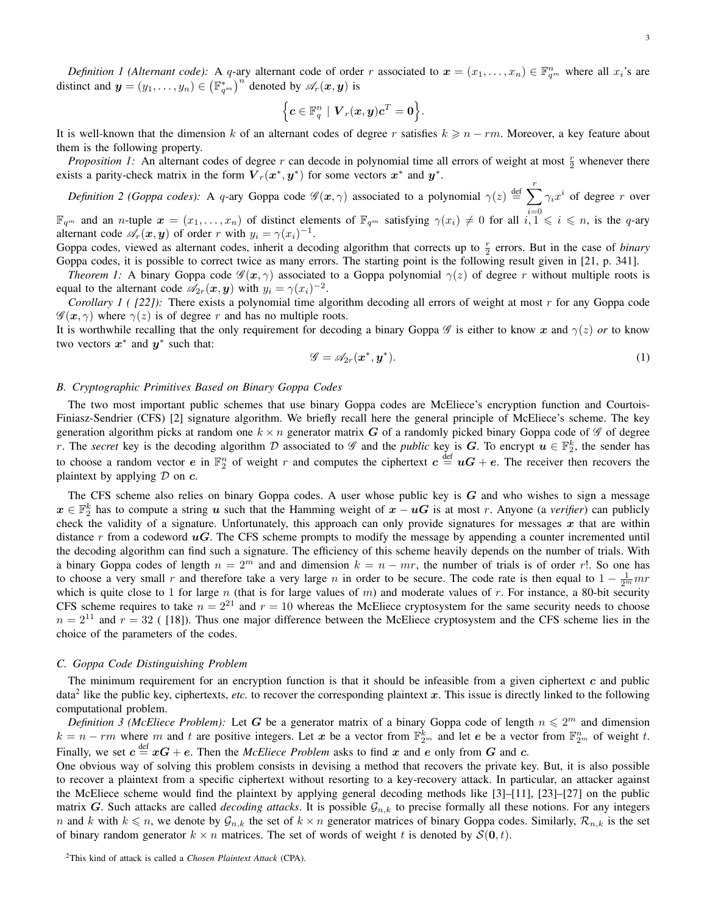*Definition 1 (Alternant code):* A $q$-ary alternant code of order $r$ associated to $\boldsymbol{x} = (x_1, \ldots, x_n) \in \mathbb{F}_{q^m}^n$ where all $x_i$'s are distinct and $\boldsymbol{y} = (y_1, \ldots, y_n) \in \left(\mathbb{F}_{q^m}^*\right)^n$ denoted by $\mathscr{A}_r(\boldsymbol{x}, \boldsymbol{y})$ is

$$\left\{ \boldsymbol{c} \in \mathbb{F}_q^n \mid \boldsymbol{V}_r(\boldsymbol{x}, \boldsymbol{y})\boldsymbol{c}^T = \boldsymbol{0} \right\}.$$

It is well-known that the dimension $k$ of an alternant codes of degree $r$ satisfies $k \geqslant n - rm$. Moreover, a key feature about them is the following property.

*Proposition 1:* An alternant codes of degree $r$ can decode in polynomial time all errors of weight at most $\frac{r}{2}$ whenever there exists a parity-check matrix in the form $\boldsymbol{V}_r(\boldsymbol{x}^*, \boldsymbol{y}^*)$ for some vectors $\boldsymbol{x}^*$ and $\boldsymbol{y}^*$.

*Definition 2 (Goppa codes):* A $q$-ary Goppa code $\mathscr{G}(\boldsymbol{x}, \gamma)$ associated to a polynomial $\gamma(z) \stackrel{\text{def}}{=} \sum_{i=0}^{r} \gamma_i x^i$ of degree $r$ over $\mathbb{F}_{q^m}$ and an $n$-tuple $\boldsymbol{x} = (x_1, \ldots, x_n)$ of distinct elements of $\mathbb{F}_{q^m}$ satisfying $\gamma(x_i) \neq 0$ for all $i, 1 \leqslant i \leqslant n$, is the $q$-ary alternant code $\mathscr{A}_r(\boldsymbol{x}, \boldsymbol{y})$ of order $r$ with $y_i = \gamma(x_i)^{-1}$.

Goppa codes, viewed as alternant codes, inherit a decoding algorithm that corrects up to $\frac{r}{2}$ errors. But in the case of *binary* Goppa codes, it is possible to correct twice as many errors. The starting point is the following result given in [21, p. 341].

*Theorem 1:* A binary Goppa code $\mathscr{G}(\boldsymbol{x}, \gamma)$ associated to a Goppa polynomial $\gamma(z)$ of degree $r$ without multiple roots is equal to the alternant code $\mathscr{A}_{2r}(\boldsymbol{x}, \boldsymbol{y})$ with $y_i = \gamma(x_i)^{-2}$.

*Corollary 1 ( [22]):* There exists a polynomial time algorithm decoding all errors of weight at most $r$ for any Goppa code $\mathscr{G}(\boldsymbol{x}, \gamma)$ where $\gamma(z)$ is of degree $r$ and has no multiple roots.

It is worthwhile recalling that the only requirement for decoding a binary Goppa $\mathscr{G}$ is either to know $\boldsymbol{x}$ and $\gamma(z)$ *or* to know two vectors $\boldsymbol{x}^*$ and $\boldsymbol{y}^*$ such that:

$$\mathscr{G} = \mathscr{A}_{2r}(\boldsymbol{x}^*, \boldsymbol{y}^*). \tag{1}$$

### B. Cryptographic Primitives Based on Binary Goppa Codes

The two most important public schemes that use binary Goppa codes are McEliece's encryption function and Courtois-Finiasz-Sendrier (CFS) [2] signature algorithm. We briefly recall here the general principle of McEliece's scheme. The key generation algorithm picks at random one $k \times n$ generator matrix $\boldsymbol{G}$ of a randomly picked binary Goppa code of $\mathscr{G}$ of degree $r$. The *secret* key is the decoding algorithm $\mathcal{D}$ associated to $\mathscr{G}$ and the *public* key is $\boldsymbol{G}$. To encrypt $\boldsymbol{u} \in \mathbb{F}_2^k$, the sender has to choose a random vector $\boldsymbol{e}$ in $\mathbb{F}_2^n$ of weight $r$ and computes the ciphertext $\boldsymbol{c} \stackrel{\text{def}}{=} \boldsymbol{u}\boldsymbol{G} + \boldsymbol{e}$. The receiver then recovers the plaintext by applying $\mathcal{D}$ on $\boldsymbol{c}$.

The CFS scheme also relies on binary Goppa codes. A user whose public key is $\boldsymbol{G}$ and who wishes to sign a message $\boldsymbol{x} \in \mathbb{F}_2^k$ has to compute a string $\boldsymbol{u}$ such that the Hamming weight of $\boldsymbol{x} - \boldsymbol{u}\boldsymbol{G}$ is at most $r$. Anyone (a *verifier*) can publicly check the validity of a signature. Unfortunately, this approach can only provide signatures for messages $\boldsymbol{x}$ that are within distance $r$ from a codeword $\boldsymbol{u}\boldsymbol{G}$. The CFS scheme prompts to modify the message by appending a counter incremented until the decoding algorithm can find such a signature. The efficiency of this scheme heavily depends on the number of trials. With a binary Goppa codes of length $n = 2^m$ and and dimension $k = n - mr$, the number of trials is of order $r!$. So one has to choose a very small $r$ and therefore take a very large $n$ in order to be secure. The code rate is then equal to $1 - \frac{1}{2^m}mr$ which is quite close to 1 for large $n$ (that is for large values of $m$) and moderate values of $r$. For instance, a 80-bit security CFS scheme requires to take $n = 2^{21}$ and $r = 10$ whereas the McEliece cryptosystem for the same security needs to choose $n = 2^{11}$ and $r = 32$ ( [18]). Thus one major difference between the McEliece cryptosystem and the CFS scheme lies in the choice of the parameters of the codes.

### C. Goppa Code Distinguishing Problem

The minimum requirement for an encryption function is that it should be infeasible from a given ciphertext $\boldsymbol{c}$ and public data[2] like the public key, ciphertexts, *etc.* to recover the corresponding plaintext $\boldsymbol{x}$. This issue is directly linked to the following computational problem.

*Definition 3 (McEliece Problem):* Let $\boldsymbol{G}$ be a generator matrix of a binary Goppa code of length $n \leqslant 2^m$ and dimension $k = n - rm$ where $m$ and $t$ are positive integers. Let $\boldsymbol{x}$ be a vector from $\mathbb{F}_{2^m}^k$ and let $\boldsymbol{e}$ be a vector from $\mathbb{F}_{2^m}^n$ of weight $t$. Finally, we set $\boldsymbol{c} \stackrel{\text{def}}{=} \boldsymbol{x}\boldsymbol{G} + \boldsymbol{e}$. Then the *McEliece Problem* asks to find $\boldsymbol{x}$ and $\boldsymbol{e}$ only from $\boldsymbol{G}$ and $\boldsymbol{c}$.

One obvious way of solving this problem consists in devising a method that recovers the private key. But, it is also possible to recover a plaintext from a specific ciphertext without resorting to a key-recovery attack. In particular, an attacker against the McEliece scheme would find the plaintext by applying general decoding methods like [3]–[11], [23]–[27] on the public matrix $\boldsymbol{G}$. Such attacks are called *decoding attacks*. It is possible $\mathcal{G}_{n,k}$ to precise formally all these notions. For any integers $n$ and $k$ with $k \leqslant n$, we denote by $\mathcal{G}_{n,k}$ the set of $k \times n$ generator matrices of binary Goppa codes. Similarly, $\mathcal{R}_{n,k}$ is the set of binary random generator $k \times n$ matrices. The set of words of weight $t$ is denoted by $\mathcal{S}(\boldsymbol{0}, t)$.

[2] This kind of attack is called a *Chosen Plaintext Attack* (CPA).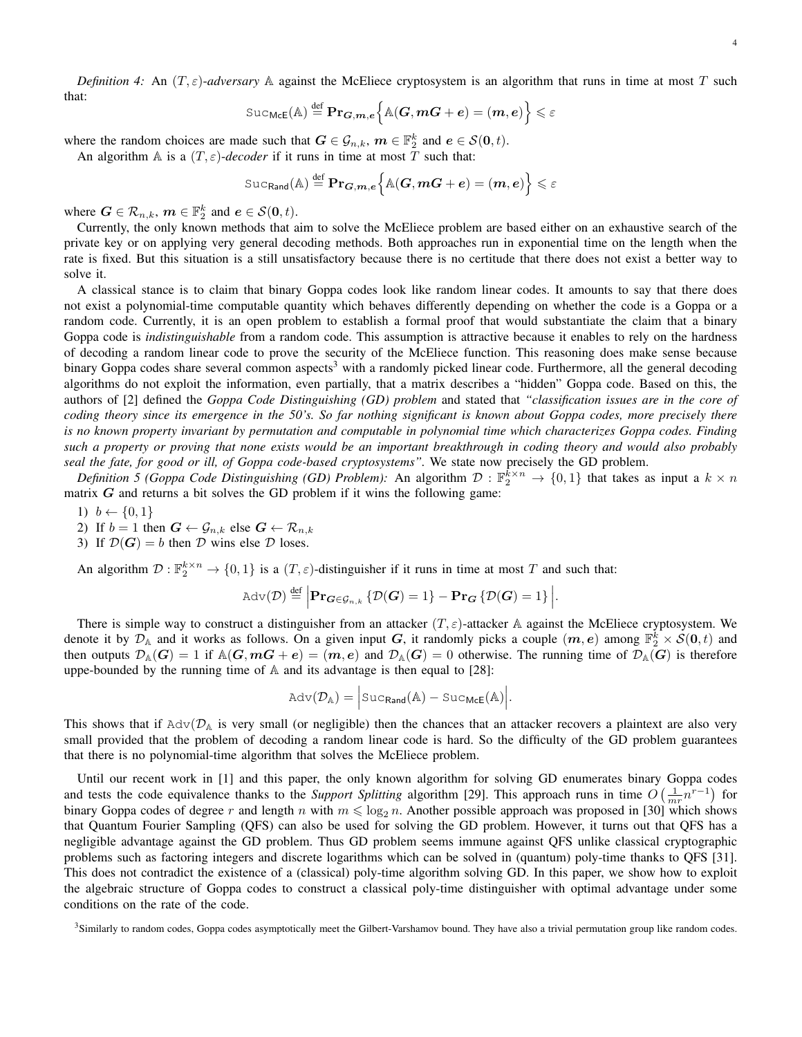*Definition 4:* An $(T,\varepsilon)$-*adversary* $\mathbb{A}$ against the McEliece cryptosystem is an algorithm that runs in time at most $T$ such that:

$$\texttt{Suc}_{\mathsf{McE}}(\mathbb{A}) \stackrel{\text{def}}{=} \mathbf{Pr}_{\boldsymbol{G},\boldsymbol{m},\boldsymbol{e}}\Big\{\mathbb{A}(\boldsymbol{G}, \boldsymbol{m}\boldsymbol{G}+\boldsymbol{e}) = (\boldsymbol{m},\boldsymbol{e})\Big\} \leqslant \varepsilon$$

where the random choices are made such that $\boldsymbol{G} \in \mathcal{G}_{n,k}$, $\boldsymbol{m} \in \mathbb{F}_2^k$ and $\boldsymbol{e} \in \mathcal{S}(\boldsymbol{0},t)$.

An algorithm $\mathbb{A}$ is a $(T,\varepsilon)$-*decoder* if it runs in time at most $T$ such that:

$$\texttt{Suc}_{\mathsf{Rand}}(\mathbb{A}) \stackrel{\text{def}}{=} \mathbf{Pr}_{\boldsymbol{G},\boldsymbol{m},\boldsymbol{e}}\Big\{\mathbb{A}(\boldsymbol{G}, \boldsymbol{m}\boldsymbol{G}+\boldsymbol{e}) = (\boldsymbol{m},\boldsymbol{e})\Big\} \leqslant \varepsilon$$

where $\boldsymbol{G} \in \mathcal{R}_{n,k}$, $\boldsymbol{m} \in \mathbb{F}_2^k$ and $\boldsymbol{e} \in \mathcal{S}(\boldsymbol{0},t)$.

Currently, the only known methods that aim to solve the McEliece problem are based either on an exhaustive search of the private key or on applying very general decoding methods. Both approaches run in exponential time on the length when the rate is fixed. But this situation is a still unsatisfactory because there is no certitude that there does not exist a better way to solve it.

A classical stance is to claim that binary Goppa codes look like random linear codes. It amounts to say that there does not exist a polynomial-time computable quantity which behaves differently depending on whether the code is a Goppa or a random code. Currently, it is an open problem to establish a formal proof that would substantiate the claim that a binary Goppa code is *indistinguishable* from a random code. This assumption is attractive because it enables to rely on the hardness of decoding a random linear code to prove the security of the McEliece function. This reasoning does make sense because binary Goppa codes share several common aspects[3] with a randomly picked linear code. Furthermore, all the general decoding algorithms do not exploit the information, even partially, that a matrix describes a "hidden" Goppa code. Based on this, the authors of [2] defined the *Goppa Code Distinguishing (GD) problem* and stated that *"classification issues are in the core of coding theory since its emergence in the 50's. So far nothing significant is known about Goppa codes, more precisely there is no known property invariant by permutation and computable in polynomial time which characterizes Goppa codes. Finding such a property or proving that none exists would be an important breakthrough in coding theory and would also probably seal the fate, for good or ill, of Goppa code-based cryptosystems".* We state now precisely the GD problem.

*Definition 5 (Goppa Code Distinguishing (GD) Problem):* An algorithm $\mathcal{D} : \mathbb{F}_2^{k\times n} \to \{0,1\}$ that takes as input a $k \times n$ matrix $\boldsymbol{G}$ and returns a bit solves the GD problem if it wins the following game:

1) $b \leftarrow \{0,1\}$
2) If $b = 1$ then $\boldsymbol{G} \leftarrow \mathcal{G}_{n,k}$ else $\boldsymbol{G} \leftarrow \mathcal{R}_{n,k}$
3) If $\mathcal{D}(\boldsymbol{G}) = b$ then $\mathcal{D}$ wins else $\mathcal{D}$ loses.

An algorithm $\mathcal{D} : \mathbb{F}_2^{k\times n} \to \{0,1\}$ is a $(T,\varepsilon)$-distinguisher if it runs in time at most $T$ and such that:

$$\texttt{Adv}(\mathcal{D}) \stackrel{\text{def}}{=} \Big|\mathbf{Pr}_{\boldsymbol{G}\in\mathcal{G}_{n,k}}\left\{\mathcal{D}(\boldsymbol{G}) = 1\right\} - \mathbf{Pr}_{\boldsymbol{G}}\left\{\mathcal{D}(\boldsymbol{G}) = 1\right\}\Big|.$$

There is simple way to construct a distinguisher from an attacker $(T,\varepsilon)$-attacker $\mathbb{A}$ against the McEliece cryptosystem. We denote it by $\mathcal{D}_{\mathbb{A}}$ and it works as follows. On a given input $\boldsymbol{G}$, it randomly picks a couple $(\boldsymbol{m},\boldsymbol{e})$ among $\mathbb{F}_2^k \times \mathcal{S}(\boldsymbol{0},t)$ and then outputs $\mathcal{D}_{\mathbb{A}}(\boldsymbol{G}) = 1$ if $\mathbb{A}(\boldsymbol{G},\boldsymbol{m}\boldsymbol{G}+\boldsymbol{e}) = (\boldsymbol{m},\boldsymbol{e})$ and $\mathcal{D}_{\mathbb{A}}(\boldsymbol{G}) = 0$ otherwise. The running time of $\mathcal{D}_{\mathbb{A}}(\boldsymbol{G})$ is therefore uppe-bounded by the running time of $\mathbb{A}$ and its advantage is then equal to [28]:

$$\texttt{Adv}(\mathcal{D}_{\mathbb{A}}) = \Big|\texttt{Suc}_{\mathsf{Rand}}(\mathbb{A}) - \texttt{Suc}_{\mathsf{McE}}(\mathbb{A})\Big|.$$

This shows that if $\texttt{Adv}(\mathcal{D}_{\mathbb{A}}$ is very small (or negligible) then the chances that an attacker recovers a plaintext are also very small provided that the problem of decoding a random linear code is hard. So the difficulty of the GD problem guarantees that there is no polynomial-time algorithm that solves the McEliece problem.

Until our recent work in [1] and this paper, the only known algorithm for solving GD enumerates binary Goppa codes and tests the code equivalence thanks to the *Support Splitting* algorithm [29]. This approach runs in time $O\left(\frac{1}{mr}n^{r-1}\right)$ for binary Goppa codes of degree $r$ and length $n$ with $m \leqslant \log_2 n$. Another possible approach was proposed in [30] which shows that Quantum Fourier Sampling (QFS) can also be used for solving the GD problem. However, it turns out that QFS has a negligible advantage against the GD problem. Thus GD problem seems immune against QFS unlike classical cryptographic problems such as factoring integers and discrete logarithms which can be solved in (quantum) poly-time thanks to QFS [31]. This does not contradict the existence of a (classical) poly-time algorithm solving GD. In this paper, we show how to exploit the algebraic structure of Goppa codes to construct a classical poly-time distinguisher with optimal advantage under some conditions on the rate of the code.

[3] Similarly to random codes, Goppa codes asymptotically meet the Gilbert-Varshamov bound. They have also a trivial permutation group like random codes.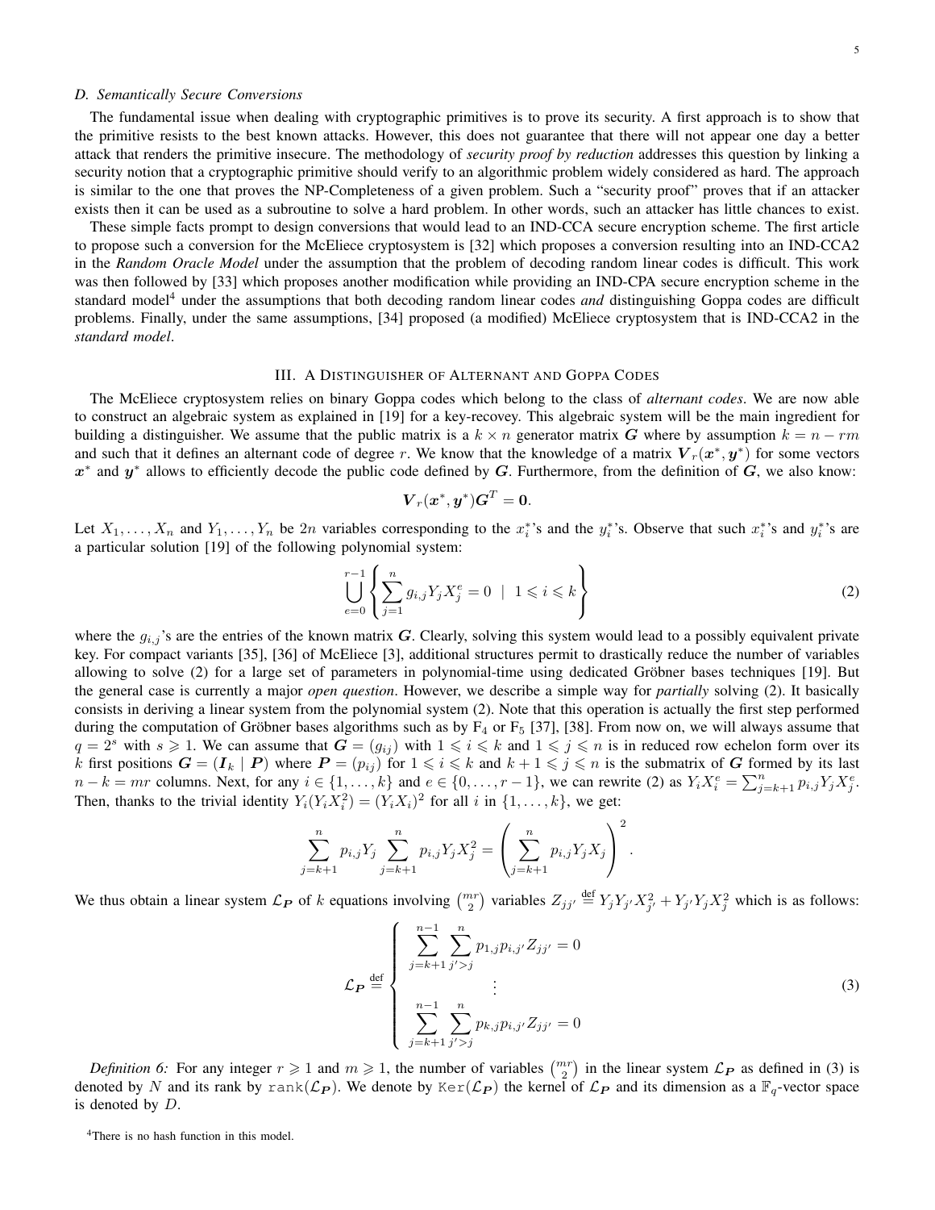### D. Semantically Secure Conversions

The fundamental issue when dealing with cryptographic primitives is to prove its security. A first approach is to show that the primitive resists to the best known attacks. However, this does not guarantee that there will not appear one day a better attack that renders the primitive insecure. The methodology of *security proof by reduction* addresses this question by linking a security notion that a cryptographic primitive should verify to an algorithmic problem widely considered as hard. The approach is similar to the one that proves the NP-Completeness of a given problem. Such a "security proof" proves that if an attacker exists then it can be used as a subroutine to solve a hard problem. In other words, such an attacker has little chances to exist.

These simple facts prompt to design conversions that would lead to an IND-CCA secure encryption scheme. The first article to propose such a conversion for the McEliece cryptosystem is [32] which proposes a conversion resulting into an IND-CCA2 in the *Random Oracle Model* under the assumption that the problem of decoding random linear codes is difficult. This work was then followed by [33] which proposes another modification while providing an IND-CPA secure encryption scheme in the standard model[4] under the assumptions that both decoding random linear codes *and* distinguishing Goppa codes are difficult problems. Finally, under the same assumptions, [34] proposed (a modified) McEliece cryptosystem that is IND-CCA2 in the *standard model*.

## III. A Distinguisher of Alternant and Goppa Codes

The McEliece cryptosystem relies on binary Goppa codes which belong to the class of *alternant codes*. We are now able to construct an algebraic system as explained in [19] for a key-recovey. This algebraic system will be the main ingredient for building a distinguisher. We assume that the public matrix is a $k \times n$ generator matrix $\boldsymbol{G}$ where by assumption $k = n - rm$ and such that it defines an alternant code of degree $r$. We know that the knowledge of a matrix $\boldsymbol{V}_r(\boldsymbol{x}^*, \boldsymbol{y}^*)$ for some vectors $\boldsymbol{x}^*$ and $\boldsymbol{y}^*$ allows to efficiently decode the public code defined by $\boldsymbol{G}$. Furthermore, from the definition of $\boldsymbol{G}$, we also know:

$$\boldsymbol{V}_r(\boldsymbol{x}^*, \boldsymbol{y}^*)\boldsymbol{G}^T = \boldsymbol{0}.$$

Let $X_1, \ldots, X_n$ and $Y_1, \ldots, Y_n$ be $2n$ variables corresponding to the $x_i^*$'s and the $y_i^*$'s. Observe that such $x_i^*$'s and $y_i^*$'s are a particular solution [19] of the following polynomial system:

$$\bigcup_{e=0}^{r-1} \left\{ \sum_{j=1}^{n} g_{i,j} Y_j X_j^e = 0 \ \mid \ 1 \leqslant i \leqslant k \right\} \tag{2}$$

where the $g_{i,j}$'s are the entries of the known matrix $\boldsymbol{G}$. Clearly, solving this system would lead to a possibly equivalent private key. For compact variants [35], [36] of McEliece [3], additional structures permit to drastically reduce the number of variables allowing to solve (2) for a large set of parameters in polynomial-time using dedicated Gröbner bases techniques [19]. But the general case is currently a major *open question*. However, we describe a simple way for *partially* solving (2). It basically consists in deriving a linear system from the polynomial system (2). Note that this operation is actually the first step performed during the computation of Gröbner bases algorithms such as by $\mathrm{F}_4$ or $\mathrm{F}_5$ [37], [38]. From now on, we will always assume that $q = 2^s$ with $s \geqslant 1$. We can assume that $\boldsymbol{G} = (g_{ij})$ with $1 \leqslant i \leqslant k$ and $1 \leqslant j \leqslant n$ is in reduced row echelon form over its $k$ first positions $\boldsymbol{G} = (\boldsymbol{I}_k \mid \boldsymbol{P})$ where $\boldsymbol{P} = (p_{ij})$ for $1 \leqslant i \leqslant k$ and $k+1 \leqslant j \leqslant n$ is the submatrix of $\boldsymbol{G}$ formed by its last $n - k = mr$ columns. Next, for any $i \in \{1, \ldots, k\}$ and $e \in \{0, \ldots, r-1\}$, we can rewrite (2) as $Y_i X_i^e = \sum_{j=k+1}^{n} p_{i,j} Y_j X_j^e$. Then, thanks to the trivial identity $Y_i(Y_i X_i^2) = (Y_i X_i)^2$ for all $i$ in $\{1, \ldots, k\}$, we get:

$$\sum_{j=k+1}^{n} p_{i,j} Y_j \sum_{j=k+1}^{n} p_{i,j} Y_j X_j^2 = \left( \sum_{j=k+1}^{n} p_{i,j} Y_j X_j \right)^2.$$

We thus obtain a linear system $\mathcal{L}_{\boldsymbol{P}}$ of $k$ equations involving $\binom{mr}{2}$ variables $Z_{jj'} \stackrel{\text{def}}{=} Y_j Y_{j'} X_{j'}^2 + Y_{j'} Y_j X_j^2$ which is as follows:

$$\mathcal{L}_{\boldsymbol{P}} \stackrel{\text{def}}{=} \left\{ \begin{array}{c} \displaystyle\sum_{j=k+1}^{n-1} \sum_{j'>j}^{n} p_{1,j} p_{i,j'} Z_{jj'} = 0 \\ \vdots \\ \displaystyle\sum_{j=k+1}^{n-1} \sum_{j'>j}^{n} p_{k,j} p_{i,j'} Z_{jj'} = 0 \end{array} \right. \tag{3}$$

*Definition 6:* For any integer $r \geqslant 1$ and $m \geqslant 1$, the number of variables $\binom{mr}{2}$ in the linear system $\mathcal{L}_{\boldsymbol{P}}$ as defined in (3) is denoted by $N$ and its rank by $\mathtt{rank}(\mathcal{L}_{\boldsymbol{P}})$. We denote by $\mathtt{Ker}(\mathcal{L}_{\boldsymbol{P}})$ the kernel of $\mathcal{L}_{\boldsymbol{P}}$ and its dimension as a $\mathbb{F}_q$-vector space is denoted by $D$.

[4] There is no hash function in this model.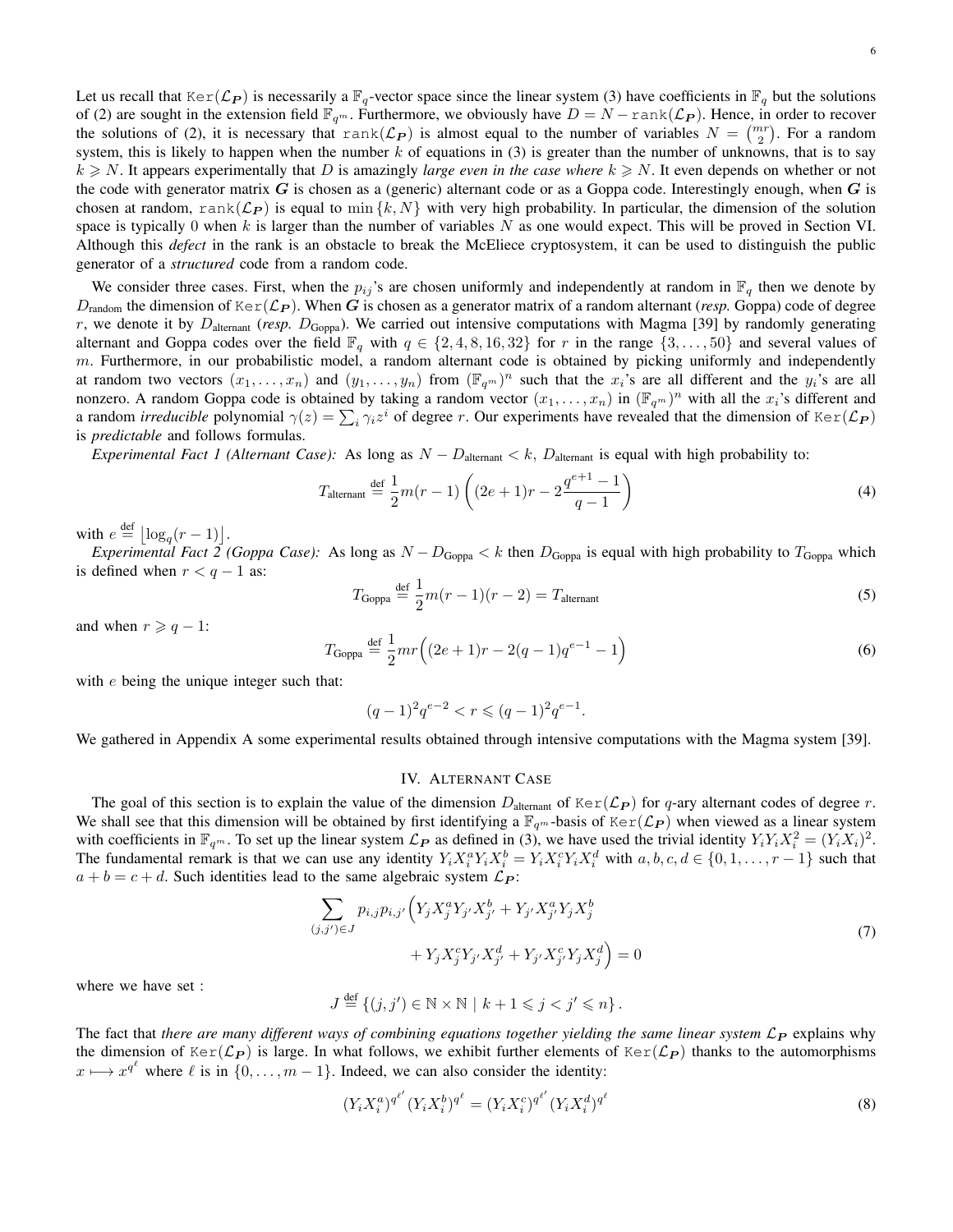Let us recall that $\mathtt{Ker}(\mathcal{L}_{\boldsymbol{P}})$ is necessarily a $\mathbb{F}_q$-vector space since the linear system (3) have coefficients in $\mathbb{F}_q$ but the solutions of (2) are sought in the extension field $\mathbb{F}_{q^m}$. Furthermore, we obviously have $D = N - \mathtt{rank}(\mathcal{L}_{\boldsymbol{P}})$. Hence, in order to recover the solutions of (2), it is necessary that $\mathtt{rank}(\mathcal{L}_{\boldsymbol{P}})$ is almost equal to the number of variables $N = \binom{mr}{2}$. For a random system, this is likely to happen when the number $k$ of equations in (3) is greater than the number of unknowns, that is to say $k \geqslant N$. It appears experimentally that $D$ is amazingly *large even in the case where* $k \geqslant N$. It even depends on whether or not the code with generator matrix $\boldsymbol{G}$ is chosen as a (generic) alternant code or as a Goppa code. Interestingly enough, when $\boldsymbol{G}$ is chosen at random, $\mathtt{rank}(\mathcal{L}_{\boldsymbol{P}})$ is equal to $\min\{k, N\}$ with very high probability. In particular, the dimension of the solution space is typically 0 when $k$ is larger than the number of variables $N$ as one would expect. This will be proved in Section VI. Although this *defect* in the rank is an obstacle to break the McEliece cryptosystem, it can be used to distinguish the public generator of a *structured* code from a random code.

We consider three cases. First, when the $p_{ij}$'s are chosen uniformly and independently at random in $\mathbb{F}_q$ then we denote by $D_{\text{random}}$ the dimension of $\mathtt{Ker}(\mathcal{L}_{\boldsymbol{P}})$. When $\boldsymbol{G}$ is chosen as a generator matrix of a random alternant (*resp.* Goppa) code of degree $r$, we denote it by $D_{\text{alternant}}$ (*resp.* $D_{\text{Goppa}}$). We carried out intensive computations with Magma [39] by randomly generating alternant and Goppa codes over the field $\mathbb{F}_q$ with $q \in \{2, 4, 8, 16, 32\}$ for $r$ in the range $\{3, \dots, 50\}$ and several values of $m$. Furthermore, in our probabilistic model, a random alternant code is obtained by picking uniformly and independently at random two vectors $(x_1, \dots, x_n)$ and $(y_1, \dots, y_n)$ from $(\mathbb{F}_{q^m})^n$ such that the $x_i$'s are all different and the $y_i$'s are all nonzero. A random Goppa code is obtained by taking a random vector $(x_1, \dots, x_n)$ in $(\mathbb{F}_{q^m})^n$ with all the $x_i$'s different and a random *irreducible* polynomial $\gamma(z) = \sum_i \gamma_i z^i$ of degree $r$. Our experiments have revealed that the dimension of $\mathtt{Ker}(\mathcal{L}_{\boldsymbol{P}})$ is *predictable* and follows formulas.

*Experimental Fact 1 (Alternant Case):* As long as $N - D_{\text{alternant}} < k$, $D_{\text{alternant}}$ is equal with high probability to:

$$T_{\text{alternant}} \stackrel{\text{def}}{=} \frac{1}{2} m(r-1)\left((2e+1)r - 2\frac{q^{e+1}-1}{q-1}\right) \tag{4}$$

with $e \stackrel{\text{def}}{=} \lfloor \log_q(r-1) \rfloor$.

*Experimental Fact 2 (Goppa Case):* As long as $N - D_{\text{Goppa}} < k$ then $D_{\text{Goppa}}$ is equal with high probability to $T_{\text{Goppa}}$ which is defined when $r < q-1$ as:

$$T_{\text{Goppa}} \stackrel{\text{def}}{=} \frac{1}{2} m(r-1)(r-2) = T_{\text{alternant}} \tag{5}$$

and when $r \geqslant q-1$:

$$T_{\text{Goppa}} \stackrel{\text{def}}{=} \frac{1}{2} mr\Big((2e+1)r - 2(q-1)q^{e-1} - 1\Big) \tag{6}$$

with $e$ being the unique integer such that:

$$(q-1)^2 q^{e-2} < r \leqslant (q-1)^2 q^{e-1}.$$

We gathered in Appendix A some experimental results obtained through intensive computations with the Magma system [39].

## IV. Alternant Case

The goal of this section is to explain the value of the dimension $D_{\text{alternant}}$ of $\mathtt{Ker}(\mathcal{L}_{\boldsymbol{P}})$ for $q$-ary alternant codes of degree $r$. We shall see that this dimension will be obtained by first identifying a $\mathbb{F}_{q^m}$-basis of $\mathtt{Ker}(\mathcal{L}_{\boldsymbol{P}})$ when viewed as a linear system with coefficients in $\mathbb{F}_{q^m}$. To set up the linear system $\mathcal{L}_{\boldsymbol{P}}$ as defined in (3), we have used the trivial identity $Y_i Y_i X_i^2 = (Y_i X_i)^2$. The fundamental remark is that we can use any identity $Y_i X_i^a Y_i X_i^b = Y_i X_i^c Y_i X_i^d$ with $a, b, c, d \in \{0, 1, \dots, r-1\}$ such that $a + b = c + d$. Such identities lead to the same algebraic system $\mathcal{L}_{\boldsymbol{P}}$:

$$\begin{aligned}\sum_{(j,j') \in J} p_{i,j} p_{i,j'} \Big( & Y_j X_j^a Y_{j'} X_{j'}^b + Y_{j'} X_{j'}^a Y_j X_j^b \\ & + Y_j X_j^c Y_{j'} X_{j'}^d + Y_{j'} X_{j'}^c Y_j X_j^d \Big) = 0\end{aligned} \tag{7}$$

where we have set :

$$J \stackrel{\text{def}}{=} \left\{ (j, j') \in \mathbb{N} \times \mathbb{N} \mid k+1 \leqslant j < j' \leqslant n \right\}.$$

The fact that *there are many different ways of combining equations together yielding the same linear system* $\mathcal{L}_{\boldsymbol{P}}$ explains why the dimension of $\mathtt{Ker}(\mathcal{L}_{\boldsymbol{P}})$ is large. In what follows, we exhibit further elements of $\mathtt{Ker}(\mathcal{L}_{\boldsymbol{P}})$ thanks to the automorphisms $x \longmapsto x^{q^\ell}$ where $\ell$ is in $\{0, \dots, m-1\}$. Indeed, we can also consider the identity:

$$(Y_i X_i^a)^{q^{\ell'}} (Y_i X_i^b)^{q^\ell} = (Y_i X_i^c)^{q^{\ell'}} (Y_i X_i^d)^{q^\ell} \tag{8}$$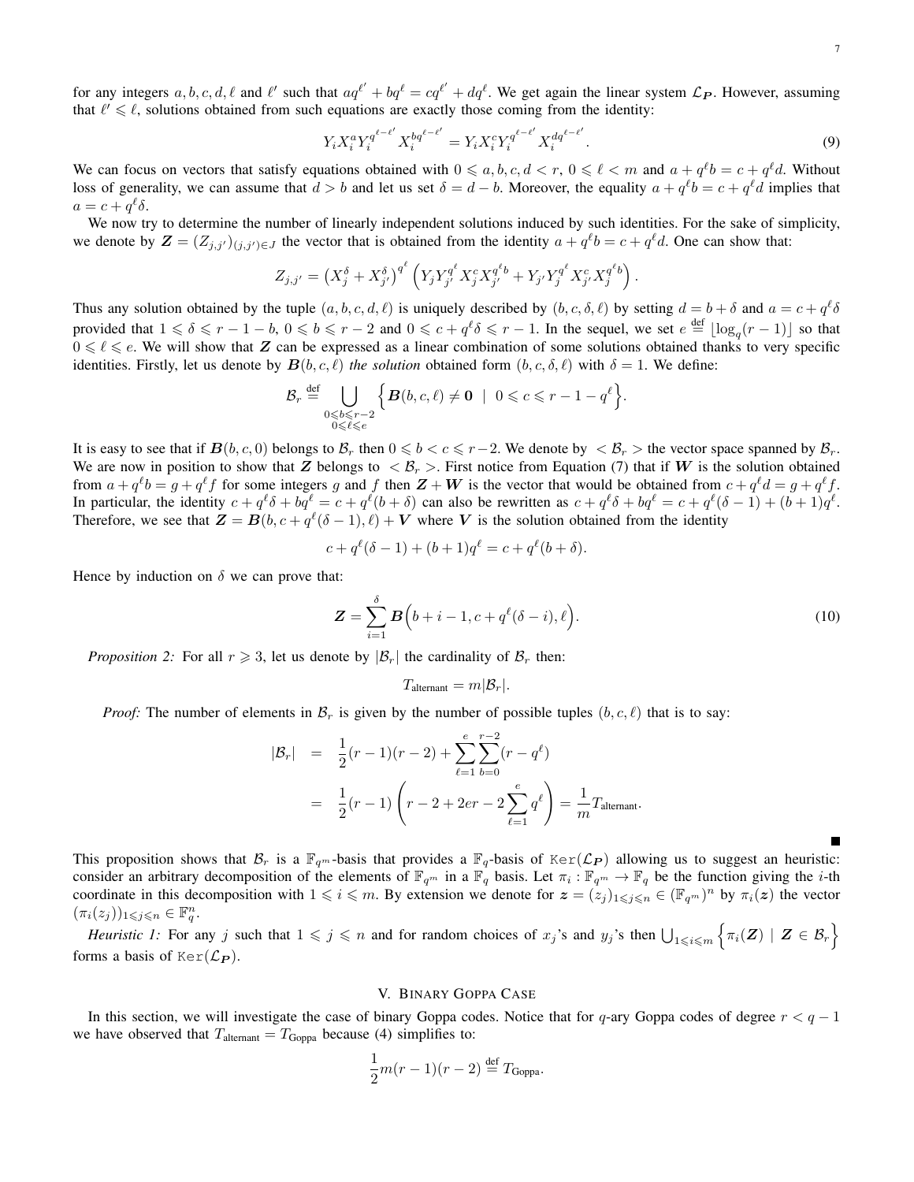for any integers $a, b, c, d, \ell$ and $\ell'$ such that $aq^{\ell'} + bq^{\ell} = cq^{\ell'} + dq^{\ell}$. We get again the linear system $\mathcal{L}_{\boldsymbol{P}}$. However, assuming that $\ell' \leqslant \ell$, solutions obtained from such equations are exactly those coming from the identity:

$$Y_i X_i^a Y_i^{q^{\ell-\ell'}} X_i^{bq^{\ell-\ell'}} = Y_i X_i^c Y_i^{q^{\ell-\ell'}} X_i^{dq^{\ell-\ell'}}. \tag{9}$$

We can focus on vectors that satisfy equations obtained with $0 \leqslant a, b, c, d < r$, $0 \leqslant \ell < m$ and $a + q^{\ell} b = c + q^{\ell} d$. Without loss of generality, we can assume that $d > b$ and let us set $\delta = d - b$. Moreover, the equality $a + q^{\ell} b = c + q^{\ell} d$ implies that $a = c + q^{\ell}\delta$.

We now try to determine the number of linearly independent solutions induced by such identities. For the sake of simplicity, we denote by $\boldsymbol{Z} = (Z_{j,j'})_{(j,j')\in J}$ the vector that is obtained from the identity $a + q^{\ell} b = c + q^{\ell} d$. One can show that:

$$Z_{j,j'} = \left(X_j^{\delta} + X_{j'}^{\delta}\right)^{q^{\ell}} \left(Y_j Y_{j'}^{q^{\ell}} X_j^c X_{j'}^{q^{\ell} b} + Y_{j'} Y_j^{q^{\ell}} X_{j'}^c X_j^{q^{\ell} b}\right).$$

Thus any solution obtained by the tuple $(a, b, c, d, \ell)$ is uniquely described by $(b, c, \delta, \ell)$ by setting $d = b + \delta$ and $a = c + q^{\ell}\delta$ provided that $1 \leqslant \delta \leqslant r - 1 - b$, $0 \leqslant b \leqslant r - 2$ and $0 \leqslant c + q^{\ell}\delta \leqslant r - 1$. In the sequel, we set $e \overset{\text{def}}{=} \lfloor \log_q(r-1) \rfloor$ so that $0 \leqslant \ell \leqslant e$. We will show that $\boldsymbol{Z}$ can be expressed as a linear combination of some solutions obtained thanks to very specific identities. Firstly, let us denote by $\boldsymbol{B}(b, c, \ell)$ *the solution* obtained form $(b, c, \delta, \ell)$ with $\delta = 1$. We define:

$$\mathcal{B}_r \overset{\text{def}}{=} \bigcup_{\substack{0 \leqslant b \leqslant r-2 \\ 0 \leqslant \ell \leqslant e}} \Big\{ \boldsymbol{B}(b, c, \ell) \neq \boldsymbol{0} \;\mid\; 0 \leqslant c \leqslant r - 1 - q^{\ell} \Big\}.$$

It is easy to see that if $\boldsymbol{B}(b, c, 0)$ belongs to $\mathcal{B}_r$ then $0 \leqslant b < c \leqslant r-2$. We denote by $<\mathcal{B}_r>$ the vector space spanned by $\mathcal{B}_r$. We are now in position to show that $\boldsymbol{Z}$ belongs to $<\mathcal{B}_r>$. First notice from Equation (7) that if $\boldsymbol{W}$ is the solution obtained from $a + q^{\ell} b = g + q^{\ell} f$ for some integers $g$ and $f$ then $\boldsymbol{Z} + \boldsymbol{W}$ is the vector that would be obtained from $c + q^{\ell} d = g + q^{\ell} f$. In particular, the identity $c + q^{\ell}\delta + bq^{\ell} = c + q^{\ell}(b + \delta)$ can also be rewritten as $c + q^{\ell}\delta + bq^{\ell} = c + q^{\ell}(\delta - 1) + (b+1)q^{\ell}$. Therefore, we see that $\boldsymbol{Z} = \boldsymbol{B}(b, c + q^{\ell}(\delta - 1), \ell) + \boldsymbol{V}$ where $\boldsymbol{V}$ is the solution obtained from the identity

$$c + q^{\ell}(\delta - 1) + (b+1)q^{\ell} = c + q^{\ell}(b + \delta).$$

Hence by induction on $\delta$ we can prove that:

$$\boldsymbol{Z} = \sum_{i=1}^{\delta} \boldsymbol{B}\Big(b + i - 1, c + q^{\ell}(\delta - i), \ell\Big). \tag{10}$$

*Proposition 2:* For all $r \geqslant 3$, let us denote by $|\mathcal{B}_r|$ the cardinality of $\mathcal{B}_r$ then:

$$T_{\text{alternant}} = m|\mathcal{B}_r|.$$

*Proof:* The number of elements in $\mathcal{B}_r$ is given by the number of possible tuples $(b, c, \ell)$ that is to say:

$$\begin{aligned} |\mathcal{B}_r| &= \frac{1}{2}(r-1)(r-2) + \sum_{\ell=1}^{e} \sum_{b=0}^{r-2} (r - q^{\ell}) \\ &= \frac{1}{2}(r-1)\left(r - 2 + 2er - 2\sum_{\ell=1}^{e} q^{\ell}\right) = \frac{1}{m} T_{\text{alternant}}. \end{aligned}$$

■

This proposition shows that $\mathcal{B}_r$ is a $\mathbb{F}_{q^m}$-basis that provides a $\mathbb{F}_q$-basis of $\texttt{Ker}(\mathcal{L}_{\boldsymbol{P}})$ allowing us to suggest an heuristic: consider an arbitrary decomposition of the elements of $\mathbb{F}_{q^m}$ in a $\mathbb{F}_q$ basis. Let $\pi_i : \mathbb{F}_{q^m} \rightarrow \mathbb{F}_q$ be the function giving the $i$-th coordinate in this decomposition with $1 \leqslant i \leqslant m$. By extension we denote for $\boldsymbol{z} = (z_j)_{1 \leqslant j \leqslant n} \in (\mathbb{F}_{q^m})^n$ by $\pi_i(\boldsymbol{z})$ the vector $(\pi_i(z_j))_{1 \leqslant j \leqslant n} \in \mathbb{F}_q^n$.

*Heuristic 1:* For any $j$ such that $1 \leqslant j \leqslant n$ and for random choices of $x_j$'s and $y_j$'s then $\bigcup_{1 \leqslant i \leqslant m} \Big\{ \pi_i(\boldsymbol{Z}) \mid \boldsymbol{Z} \in \mathcal{B}_r \Big\}$ forms a basis of $\texttt{Ker}(\mathcal{L}_{\boldsymbol{P}})$.

## V. Binary Goppa Case

In this section, we will investigate the case of binary Goppa codes. Notice that for $q$-ary Goppa codes of degree $r < q - 1$ we have observed that $T_{\text{alternant}} = T_{\text{Goppa}}$ because (4) simplifies to:

$$\frac{1}{2} m(r-1)(r-2) \overset{\text{def}}{=} T_{\text{Goppa}}.$$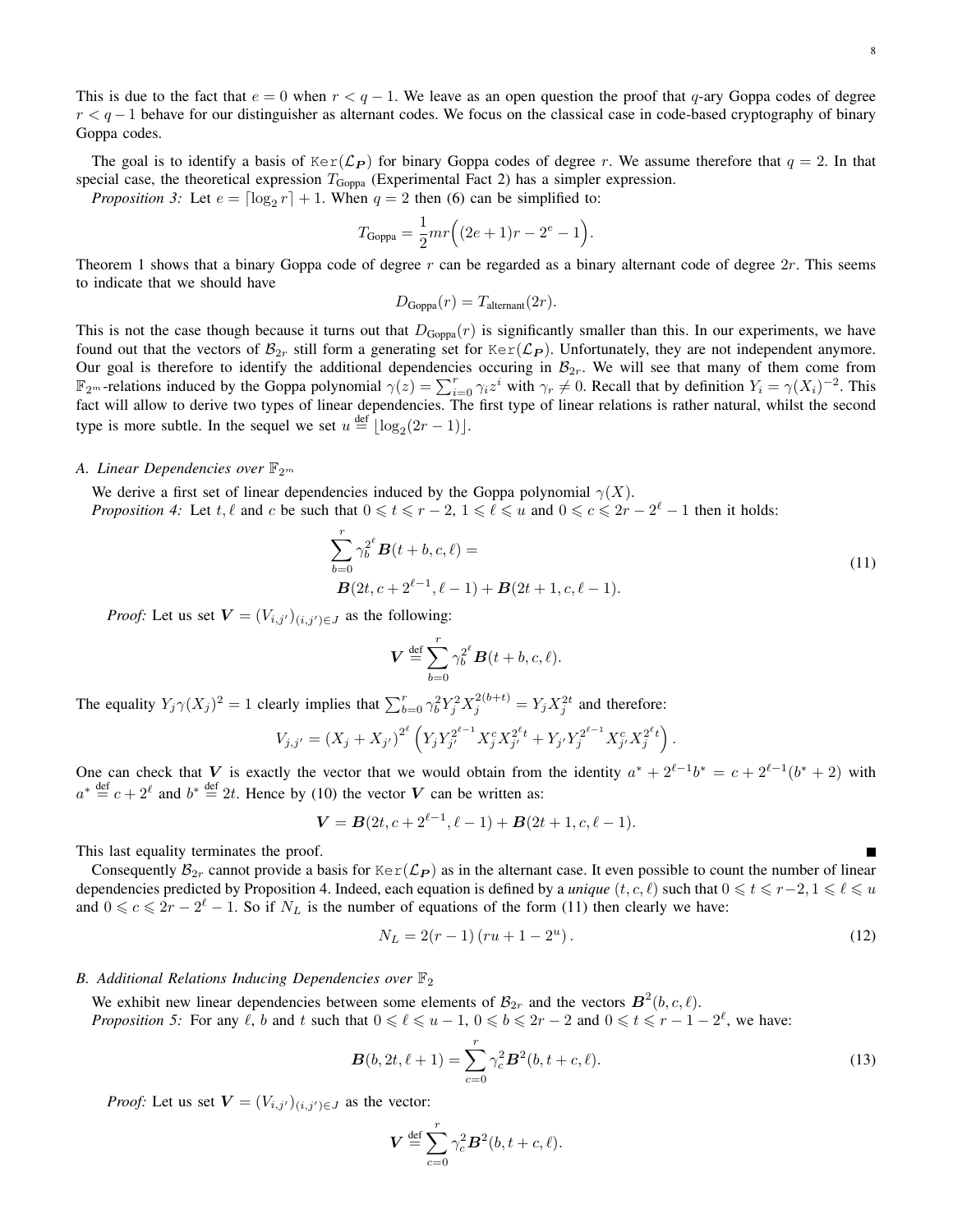This is due to the fact that $e = 0$ when $r < q - 1$. We leave as an open question the proof that $q$-ary Goppa codes of degree $r < q - 1$ behave for our distinguisher as alternant codes. We focus on the classical case in code-based cryptography of binary Goppa codes.

The goal is to identify a basis of $\texttt{Ker}(\mathcal{L}_{\boldsymbol{P}})$ for binary Goppa codes of degree $r$. We assume therefore that $q = 2$. In that special case, the theoretical expression $T_{\text{Goppa}}$ (Experimental Fact 2) has a simpler expression.

*Proposition 3:* Let $e = \lceil \log_2 r \rceil + 1$. When $q = 2$ then (6) can be simplified to:

$$T_{\text{Goppa}} = \frac{1}{2} mr\Big( (2e+1)r - 2^e - 1 \Big).$$

Theorem 1 shows that a binary Goppa code of degree $r$ can be regarded as a binary alternant code of degree $2r$. This seems to indicate that we should have

$$D_{\text{Goppa}}(r) = T_{\text{alternant}}(2r).$$

This is not the case though because it turns out that $D_{\text{Goppa}}(r)$ is significantly smaller than this. In our experiments, we have found out that the vectors of $\mathcal{B}_{2r}$ still form a generating set for $\texttt{Ker}(\mathcal{L}_{\boldsymbol{P}})$. Unfortunately, they are not independent anymore. Our goal is therefore to identify the additional dependencies occuring in $\mathcal{B}_{2r}$. We will see that many of them come from $\mathbb{F}_{2^m}$-relations induced by the Goppa polynomial $\gamma(z) = \sum_{i=0}^{r} \gamma_i z^i$ with $\gamma_r \neq 0$. Recall that by definition $Y_i = \gamma(X_i)^{-2}$. This fact will allow to derive two types of linear dependencies. The first type of linear relations is rather natural, whilst the second type is more subtle. In the sequel we set $u \stackrel{\text{def}}{=} \lfloor \log_2(2r-1) \rfloor$.

### *A. Linear Dependencies over* $\mathbb{F}_{2^m}$

We derive a first set of linear dependencies induced by the Goppa polynomial $\gamma(X)$.

*Proposition 4:* Let $t, \ell$ and $c$ be such that $0 \leqslant t \leqslant r-2$, $1 \leqslant \ell \leqslant u$ and $0 \leqslant c \leqslant 2r - 2^\ell - 1$ then it holds:

$$\begin{aligned}
&\sum_{b=0}^{r} \gamma_b^{2^\ell} \boldsymbol{B}(t+b, c, \ell) = \\
&\boldsymbol{B}(2t, c + 2^{\ell-1}, \ell - 1) + \boldsymbol{B}(2t+1, c, \ell-1).
\end{aligned} \tag{11}$$

*Proof:* Let us set $\boldsymbol{V} = (V_{i,j'})_{(i,j') \in J}$ as the following:

$$\boldsymbol{V} \stackrel{\text{def}}{=} \sum_{b=0}^{r} \gamma_b^{2^\ell} \boldsymbol{B}(t+b, c, \ell).$$

The equality $Y_j \gamma(X_j)^2 = 1$ clearly implies that $\sum_{b=0}^{r} \gamma_b^2 Y_j^2 X_j^{2(b+t)} = Y_j X_j^{2t}$ and therefore:

$$V_{j,j'} = (X_j + X_{j'})^{2^\ell} \left( Y_j Y_{j'}^{2^{\ell-1}} X_j^c X_{j'}^{2^\ell t} + Y_{j'} Y_j^{2^{\ell-1}} X_{j'}^c X_j^{2^\ell t} \right).$$

One can check that $\boldsymbol{V}$ is exactly the vector that we would obtain from the identity $a^* + 2^{\ell-1} b^* = c + 2^{\ell-1}(b^* + 2)$ with $a^* \stackrel{\text{def}}{=} c + 2^\ell$ and $b^* \stackrel{\text{def}}{=} 2t$. Hence by (10) the vector $\boldsymbol{V}$ can be written as:

$$\boldsymbol{V} = \boldsymbol{B}(2t, c + 2^{\ell-1}, \ell-1) + \boldsymbol{B}(2t+1, c, \ell-1).$$

This last equality terminates the proof. ∎

Consequently $\mathcal{B}_{2r}$ cannot provide a basis for $\texttt{Ker}(\mathcal{L}_{\boldsymbol{P}})$ as in the alternant case. It even possible to count the number of linear dependencies predicted by Proposition 4. Indeed, each equation is defined by a ***unique*** $(t, c, \ell)$ such that $0 \leqslant t \leqslant r-2$, $1 \leqslant \ell \leqslant u$ and $0 \leqslant c \leqslant 2r - 2^\ell - 1$. So if $N_L$ is the number of equations of the form (11) then clearly we have:

$$N_L = 2(r-1)\left(ru + 1 - 2^u\right). \tag{12}$$

### *B. Additional Relations Inducing Dependencies over* $\mathbb{F}_2$

We exhibit new linear dependencies between some elements of $\mathcal{B}_{2r}$ and the vectors $\boldsymbol{B}^2(b, c, \ell)$.

*Proposition 5:* For any $\ell$, $b$ and $t$ such that $0 \leqslant \ell \leqslant u-1$, $0 \leqslant b \leqslant 2r-2$ and $0 \leqslant t \leqslant r - 1 - 2^\ell$, we have:

$$\boldsymbol{B}(b, 2t, \ell+1) = \sum_{c=0}^{r} \gamma_c^2 \boldsymbol{B}^2(b, t+c, \ell). \tag{13}$$

*Proof:* Let us set $\boldsymbol{V} = (V_{i,j'})_{(i,j') \in J}$ as the vector:

$$\boldsymbol{V} \stackrel{\text{def}}{=} \sum_{c=0}^{r} \gamma_c^2 \boldsymbol{B}^2(b, t+c, \ell).$$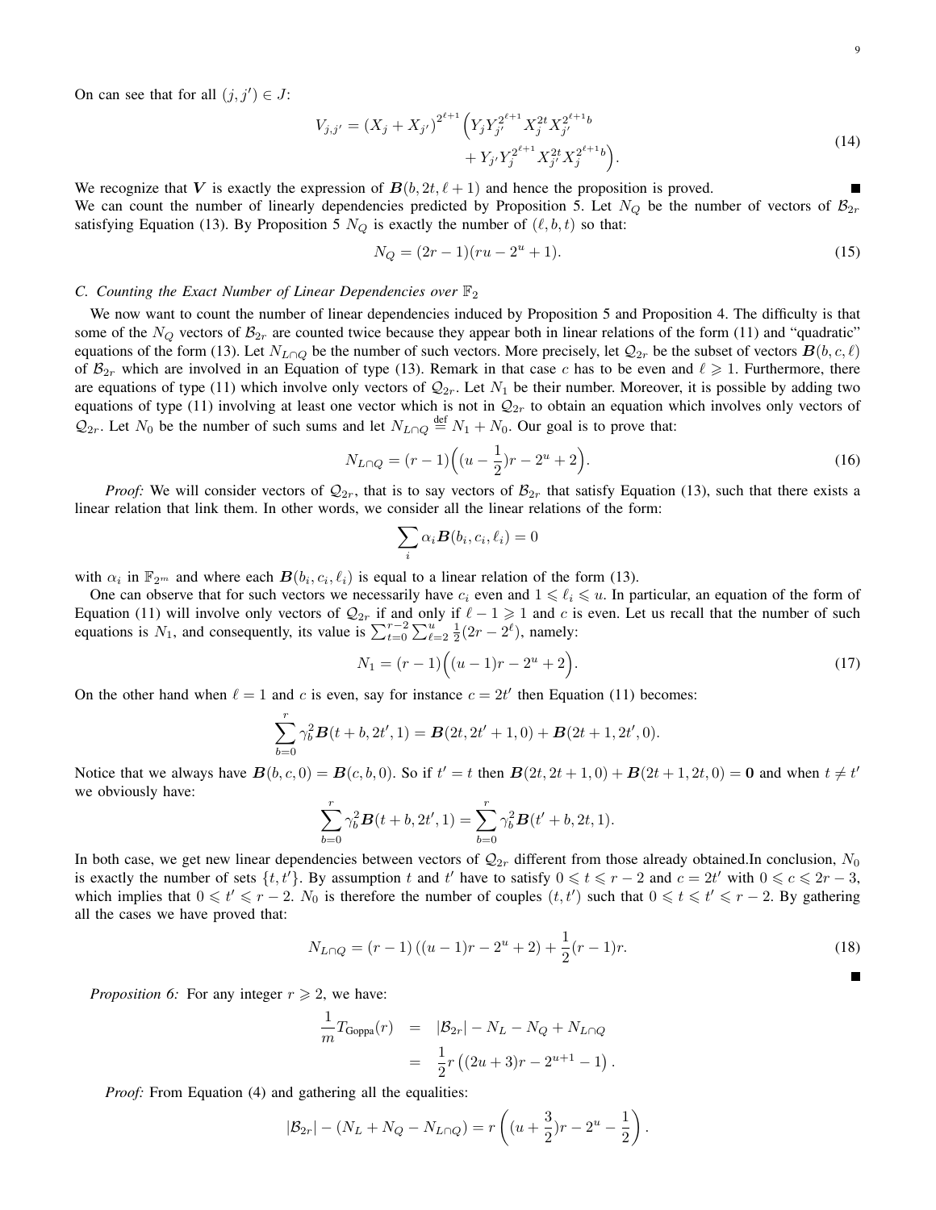On can see that for all $(j,j') \in J$:

$$V_{j,j'} = (X_j + X_{j'})^{2^{\ell+1}} \Big( Y_j Y_{j'}^{2^{\ell+1}} X_j^{2t} X_{j'}^{2^{\ell+1}b} + Y_{j'} Y_j^{2^{\ell+1}} X_{j'}^{2t} X_j^{2^{\ell+1}b} \Big). \tag{14}$$

We recognize that $\boldsymbol{V}$ is exactly the expression of $\boldsymbol{B}(b, 2t, \ell+1)$ and hence the proposition is proved. ∎

We can count the number of linearly dependencies predicted by Proposition 5. Let $N_Q$ be the number of vectors of $\mathcal{B}_{2r}$ satisfying Equation (13). By Proposition 5 $N_Q$ is exactly the number of $(\ell, b, t)$ so that:

$$N_Q = (2r-1)(ru - 2^u + 1). \tag{15}$$

### C. Counting the Exact Number of Linear Dependencies over $\mathbb{F}_2$

We now want to count the number of linear dependencies induced by Proposition 5 and Proposition 4. The difficulty is that some of the $N_Q$ vectors of $\mathcal{B}_{2r}$ are counted twice because they appear both in linear relations of the form (11) and "quadratic" equations of the form (13). Let $N_{L\cap Q}$ be the number of such vectors. More precisely, let $\mathcal{Q}_{2r}$ be the subset of vectors $\boldsymbol{B}(b,c,\ell)$ of $\mathcal{B}_{2r}$ which are involved in an Equation of type (13). Remark in that case $c$ has to be even and $\ell \geqslant 1$. Furthermore, there are equations of type (11) which involve only vectors of $\mathcal{Q}_{2r}$. Let $N_1$ be their number. Moreover, it is possible by adding two equations of type (11) involving at least one vector which is not in $\mathcal{Q}_{2r}$ to obtain an equation which involves only vectors of $\mathcal{Q}_{2r}$. Let $N_0$ be the number of such sums and let $N_{L\cap Q} \stackrel{\text{def}}{=} N_1 + N_0$. Our goal is to prove that:

$$N_{L\cap Q} = (r-1)\Big((u - \frac{1}{2})r - 2^u + 2\Big). \tag{16}$$

*Proof:* We will consider vectors of $\mathcal{Q}_{2r}$, that is to say vectors of $\mathcal{B}_{2r}$ that satisfy Equation (13), such that there exists a linear relation that link them. In other words, we consider all the linear relations of the form:

$$\sum_i \alpha_i \boldsymbol{B}(b_i, c_i, \ell_i) = 0$$

with $\alpha_i$ in $\mathbb{F}_{2^m}$ and where each $\boldsymbol{B}(b_i,c_i,\ell_i)$ is equal to a linear relation of the form (13).

One can observe that for such vectors we necessarily have $c_i$ even and $1 \leqslant \ell_i \leqslant u$. In particular, an equation of the form of Equation (11) will involve only vectors of $\mathcal{Q}_{2r}$ if and only if $\ell - 1 \geqslant 1$ and $c$ is even. Let us recall that the number of such equations is $N_1$, and consequently, its value is $\sum_{t=0}^{r-2}\sum_{\ell=2}^{u} \frac{1}{2}(2r - 2^\ell)$, namely:

$$N_1 = (r-1)\Big((u-1)r - 2^u + 2\Big). \tag{17}$$

On the other hand when $\ell = 1$ and $c$ is even, say for instance $c = 2t'$ then Equation (11) becomes:

$$\sum_{b=0}^{r} \gamma_b^2 \boldsymbol{B}(t+b, 2t', 1) = \boldsymbol{B}(2t, 2t'+1, 0) + \boldsymbol{B}(2t+1, 2t', 0).$$

Notice that we always have $\boldsymbol{B}(b,c,0) = \boldsymbol{B}(c,b,0)$. So if $t' = t$ then $\boldsymbol{B}(2t, 2t+1, 0) + \boldsymbol{B}(2t+1, 2t, 0) = \boldsymbol{0}$ and when $t \neq t'$ we obviously have:

$$\sum_{b=0}^{r} \gamma_b^2 \boldsymbol{B}(t+b, 2t', 1) = \sum_{b=0}^{r} \gamma_b^2 \boldsymbol{B}(t'+b, 2t, 1).$$

In both case, we get new linear dependencies between vectors of $\mathcal{Q}_{2r}$ different from those already obtained.In conclusion, $N_0$ is exactly the number of sets $\{t, t'\}$. By assumption $t$ and $t'$ have to satisfy $0 \leqslant t \leqslant r-2$ and $c = 2t'$ with $0 \leqslant c \leqslant 2r-3$, which implies that $0 \leqslant t' \leqslant r-2$. $N_0$ is therefore the number of couples $(t,t')$ such that $0 \leqslant t \leqslant t' \leqslant r-2$. By gathering all the cases we have proved that:

$$N_{L\cap Q} = (r-1)\left((u-1)r - 2^u + 2\right) + \frac{1}{2}(r-1)r. \tag{18}$$

∎

*Proposition 6:* For any integer $r \geqslant 2$, we have:

$$\begin{aligned} \frac{1}{m} T_{\text{Goppa}}(r) &= |\mathcal{B}_{2r}| - N_L - N_Q + N_{L\cap Q} \\ &= \frac{1}{2} r \left( (2u+3)r - 2^{u+1} - 1 \right). \end{aligned}$$

*Proof:* From Equation (4) and gathering all the equalities:

$$|\mathcal{B}_{2r}| - (N_L + N_Q - N_{L\cap Q}) = r\left( (u + \frac{3}{2})r - 2^u - \frac{1}{2} \right).$$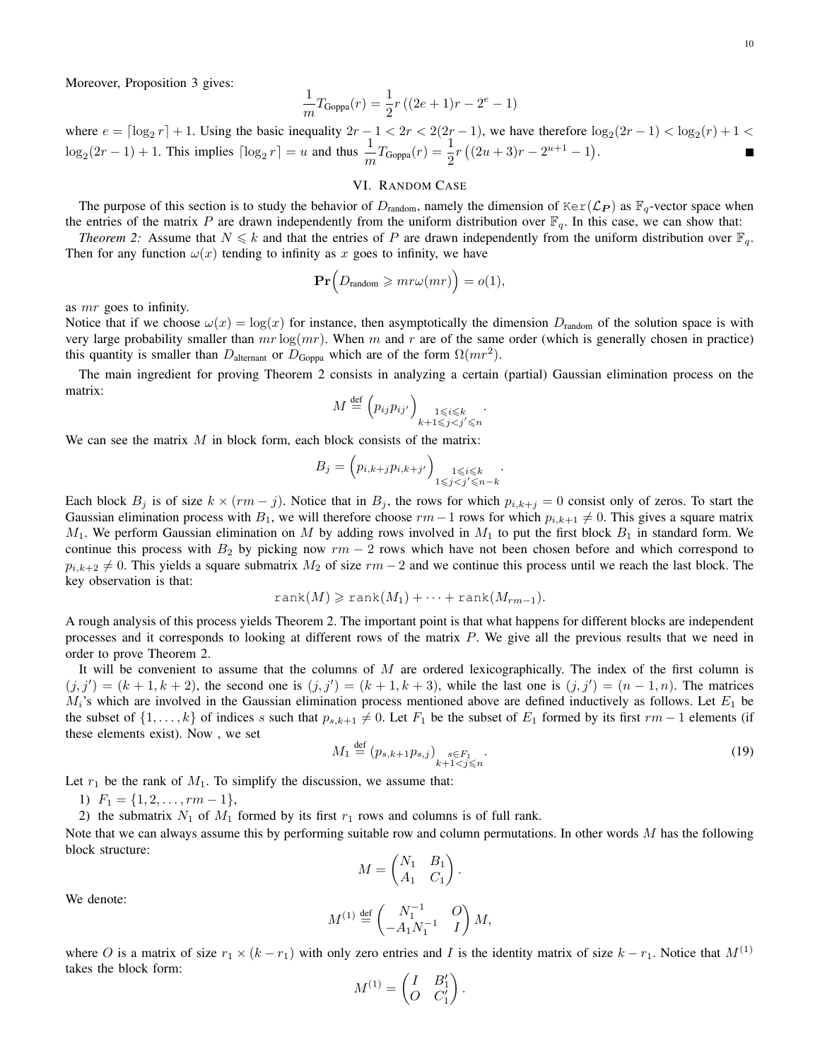Moreover, Proposition 3 gives:

$$\frac{1}{m} T_{\text{Goppa}}(r) = \frac{1}{2} r \left( (2e+1) r - 2^e - 1 \right)$$

where $e = \lceil \log_2 r \rceil + 1$. Using the basic inequality $2r - 1 < 2r < 2(2r-1)$, we have therefore $\log_2(2r-1) < \log_2(r) + 1 < \log_2(2r-1) + 1$. This implies $\lceil \log_2 r \rceil = u$ and thus $\frac{1}{m} T_{\text{Goppa}}(r) = \frac{1}{2} r \left( (2u+3) r - 2^{u+1} - 1 \right)$. ■

## VI. Random Case

The purpose of this section is to study the behavior of $D_{\text{random}}$, namely the dimension of $\mathtt{Ker}(\mathcal{L}_{\boldsymbol{P}})$ as $\mathbb{F}_q$-vector space when the entries of the matrix $P$ are drawn independently from the uniform distribution over $\mathbb{F}_q$. In this case, we can show that:

*Theorem 2:* Assume that $N \leqslant k$ and that the entries of $P$ are drawn independently from the uniform distribution over $\mathbb{F}_q$. Then for any function $\omega(x)$ tending to infinity as $x$ goes to infinity, we have

$$\mathbf{Pr}\Big( D_{\text{random}} \geqslant mr\omega(mr) \Big) = o(1),$$

as $mr$ goes to infinity.

Notice that if we choose $\omega(x) = \log(x)$ for instance, then asymptotically the dimension $D_{\text{random}}$ of the solution space is with very large probability smaller than $mr\log(mr)$. When $m$ and $r$ are of the same order (which is generally chosen in practice) this quantity is smaller than $D_{\text{alternant}}$ or $D_{\text{Goppa}}$ which are of the form $\Omega(mr^2)$.

The main ingredient for proving Theorem 2 consists in analyzing a certain (partial) Gaussian elimination process on the matrix:

$$M \overset{\text{def}}{=} \Big( p_{ij} p_{ij'} \Big)_{\substack{1 \leqslant i \leqslant k \\ k+1 \leqslant j < j' \leqslant n}}.$$

We can see the matrix $M$ in block form, each block consists of the matrix:

$$B_j = \Big( p_{i,k+j} p_{i,k+j'} \Big)_{\substack{1 \leqslant i \leqslant k \\ 1 \leqslant j < j' \leqslant n-k}}.$$

Each block $B_j$ is of size $k \times (rm - j)$. Notice that in $B_j$, the rows for which $p_{i,k+j} = 0$ consist only of zeros. To start the Gaussian elimination process with $B_1$, we will therefore choose $rm - 1$ rows for which $p_{i,k+1} \neq 0$. This gives a square matrix $M_1$. We perform Gaussian elimination on $M$ by adding rows involved in $M_1$ to put the first block $B_1$ in standard form. We continue this process with $B_2$ by picking now $rm - 2$ rows which have not been chosen before and which correspond to $p_{i,k+2} \neq 0$. This yields a square submatrix $M_2$ of size $rm - 2$ and we continue this process until we reach the last block. The key observation is that:

$$\mathtt{rank}(M) \geqslant \mathtt{rank}(M_1) + \cdots + \mathtt{rank}(M_{rm-1}).$$

A rough analysis of this process yields Theorem 2. The important point is that what happens for different blocks are independent processes and it corresponds to looking at different rows of the matrix $P$. We give all the previous results that we need in order to prove Theorem 2.

It will be convenient to assume that the columns of $M$ are ordered lexicographically. The index of the first column is $(j, j') = (k+1, k+2)$, the second one is $(j, j') = (k+1, k+3)$, while the last one is $(j, j') = (n-1, n)$. The matrices $M_i$'s which are involved in the Gaussian elimination process mentioned above are defined inductively as follows. Let $E_1$ be the subset of $\{1, \ldots, k\}$ of indices $s$ such that $p_{s,k+1} \neq 0$. Let $F_1$ be the subset of $E_1$ formed by its first $rm - 1$ elements (if these elements exist). Now , we set

$$M_1 \overset{\text{def}}{=} \left( p_{s,k+1} p_{s,j} \right)_{\substack{s \in F_1 \\ k+1 < j \leqslant n}}. \tag{19}$$

Let $r_1$ be the rank of $M_1$. To simplify the discussion, we assume that:

1) $F_1 = \{1, 2, \ldots, rm - 1\}$,
2) the submatrix $N_1$ of $M_1$ formed by its first $r_1$ rows and columns is of full rank.

Note that we can always assume this by performing suitable row and column permutations. In other words $M$ has the following block structure:

$$M = \begin{pmatrix} N_1 & B_1 \\ A_1 & C_1 \end{pmatrix}.$$

We denote:

$$M^{(1)} \overset{\text{def}}{=} \begin{pmatrix} N_1^{-1} & O \\ -A_1 N_1^{-1} & I \end{pmatrix} M,$$

where $O$ is a matrix of size $r_1 \times (k - r_1)$ with only zero entries and $I$ is the identity matrix of size $k - r_1$. Notice that $M^{(1)}$ takes the block form:

$$M^{(1)} = \begin{pmatrix} I & B_1' \\ O & C_1' \end{pmatrix}.$$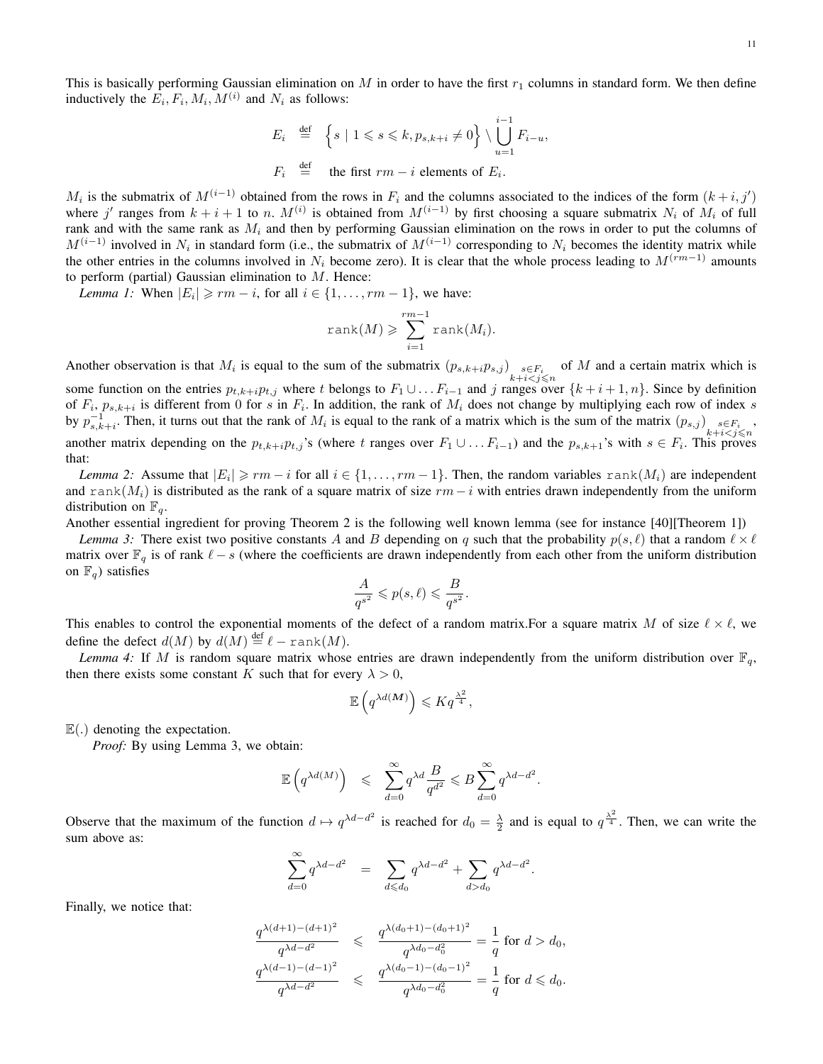This is basically performing Gaussian elimination on $M$ in order to have the first $r_1$ columns in standard form. We then define inductively the $E_i, F_i, M_i, M^{(i)}$ and $N_i$ as follows:

$$
\begin{aligned}
E_i &\stackrel{\text{def}}{=} \left\{ s \mid 1 \leqslant s \leqslant k, p_{s,k+i} \neq 0 \right\} \setminus \bigcup_{u=1}^{i-1} F_{i-u}, \\
F_i &\stackrel{\text{def}}{=} \text{ the first } rm - i \text{ elements of } E_i.
\end{aligned}
$$

$M_i$ is the submatrix of $M^{(i-1)}$ obtained from the rows in $F_i$ and the columns associated to the indices of the form $(k+i, j')$ where $j'$ ranges from $k+i+1$ to $n$. $M^{(i)}$ is obtained from $M^{(i-1)}$ by first choosing a square submatrix $N_i$ of $M_i$ of full rank and with the same rank as $M_i$ and then by performing Gaussian elimination on the rows in order to put the columns of $M^{(i-1)}$ involved in $N_i$ in standard form (i.e., the submatrix of $M^{(i-1)}$ corresponding to $N_i$ becomes the identity matrix while the other entries in the columns involved in $N_i$ become zero). It is clear that the whole process leading to $M^{(rm-1)}$ amounts to perform (partial) Gaussian elimination to $M$. Hence:

*Lemma 1:* When $|E_i| \geqslant rm - i$, for all $i \in \{1, \ldots, rm-1\}$, we have:

$$
\texttt{rank}(M) \geqslant \sum_{i=1}^{rm-1} \texttt{rank}(M_i).
$$

Another observation is that $M_i$ is equal to the sum of the submatrix $(p_{s,k+i} p_{s,j})_{\substack{s \in F_i \\ k+i<j\leqslant n}}$ of $M$ and a certain matrix which is some function on the entries $p_{t,k+i}p_{t,j}$ where $t$ belongs to $F_1 \cup \ldots F_{i-1}$ and $j$ ranges over $\{k+i+1, n\}$. Since by definition of $F_i$, $p_{s,k+i}$ is different from 0 for $s$ in $F_i$. In addition, the rank of $M_i$ does not change by multiplying each row of index $s$ by $p_{s,k+i}^{-1}$. Then, it turns out that the rank of $M_i$ is equal to the rank of a matrix which is the sum of the matrix $(p_{s,j})_{\substack{s \in F_i \\ k+i<j\leqslant n}}$, another matrix depending on the $p_{t,k+i}p_{t,j}$'s (where $t$ ranges over $F_1 \cup \ldots F_{i-1}$) and the $p_{s,k+1}$'s with $s \in F_i$. This proves that:

*Lemma 2:* Assume that $|E_i| \geqslant rm - i$ for all $i \in \{1, \ldots, rm-1\}$. Then, the random variables $\texttt{rank}(M_i)$ are independent and $\texttt{rank}(M_i)$ is distributed as the rank of a square matrix of size $rm - i$ with entries drawn independently from the uniform distribution on $\mathbb{F}_q$.

Another essential ingredient for proving Theorem 2 is the following well known lemma (see for instance [40][Theorem 1])

*Lemma 3:* There exist two positive constants $A$ and $B$ depending on $q$ such that the probability $p(s, \ell)$ that a random $\ell \times \ell$ matrix over $\mathbb{F}_q$ is of rank $\ell - s$ (where the coefficients are drawn independently from each other from the uniform distribution on $\mathbb{F}_q$) satisfies

$$
\frac{A}{q^{s^2}} \leqslant p(s, \ell) \leqslant \frac{B}{q^{s^2}}.
$$

This enables to control the exponential moments of the defect of a random matrix.For a square matrix $M$ of size $\ell \times \ell$, we define the defect $d(M)$ by $d(M) \stackrel{\text{def}}{=} \ell - \texttt{rank}(M)$.

*Lemma 4:* If $M$ is random square matrix whose entries are drawn independently from the uniform distribution over $\mathbb{F}_q$, then there exists some constant $K$ such that for every $\lambda > 0$,

$$
\mathbb{E}\left(q^{\lambda d(\boldsymbol{M})}\right) \leqslant K q^{\frac{\lambda^2}{4}},
$$

$\mathbb{E}(.)$ denoting the expectation.

*Proof:* By using Lemma 3, we obtain:

$$
\mathbb{E}\left(q^{\lambda d(M)}\right) \leqslant \sum_{d=0}^{\infty} q^{\lambda d} \frac{B}{q^{d^2}} \leqslant B \sum_{d=0}^{\infty} q^{\lambda d - d^2}.
$$

Observe that the maximum of the function $d \mapsto q^{\lambda d - d^2}$ is reached for $d_0 = \frac{\lambda}{2}$ and is equal to $q^{\frac{\lambda^2}{4}}$. Then, we can write the sum above as:

$$
\sum_{d=0}^{\infty} q^{\lambda d - d^2} = \sum_{d \leqslant d_0} q^{\lambda d - d^2} + \sum_{d > d_0} q^{\lambda d - d^2}.
$$

Finally, we notice that:

$$
\begin{aligned}
\frac{q^{\lambda(d+1)-(d+1)^2}}{q^{\lambda d - d^2}} &\leqslant \frac{q^{\lambda(d_0+1)-(d_0+1)^2}}{q^{\lambda d_0 - d_0^2}} = \frac{1}{q} \text{ for } d > d_0, \\
\frac{q^{\lambda(d-1)-(d-1)^2}}{q^{\lambda d - d^2}} &\leqslant \frac{q^{\lambda(d_0-1)-(d_0-1)^2}}{q^{\lambda d_0 - d_0^2}} = \frac{1}{q} \text{ for } d \leqslant d_0.
\end{aligned}
$$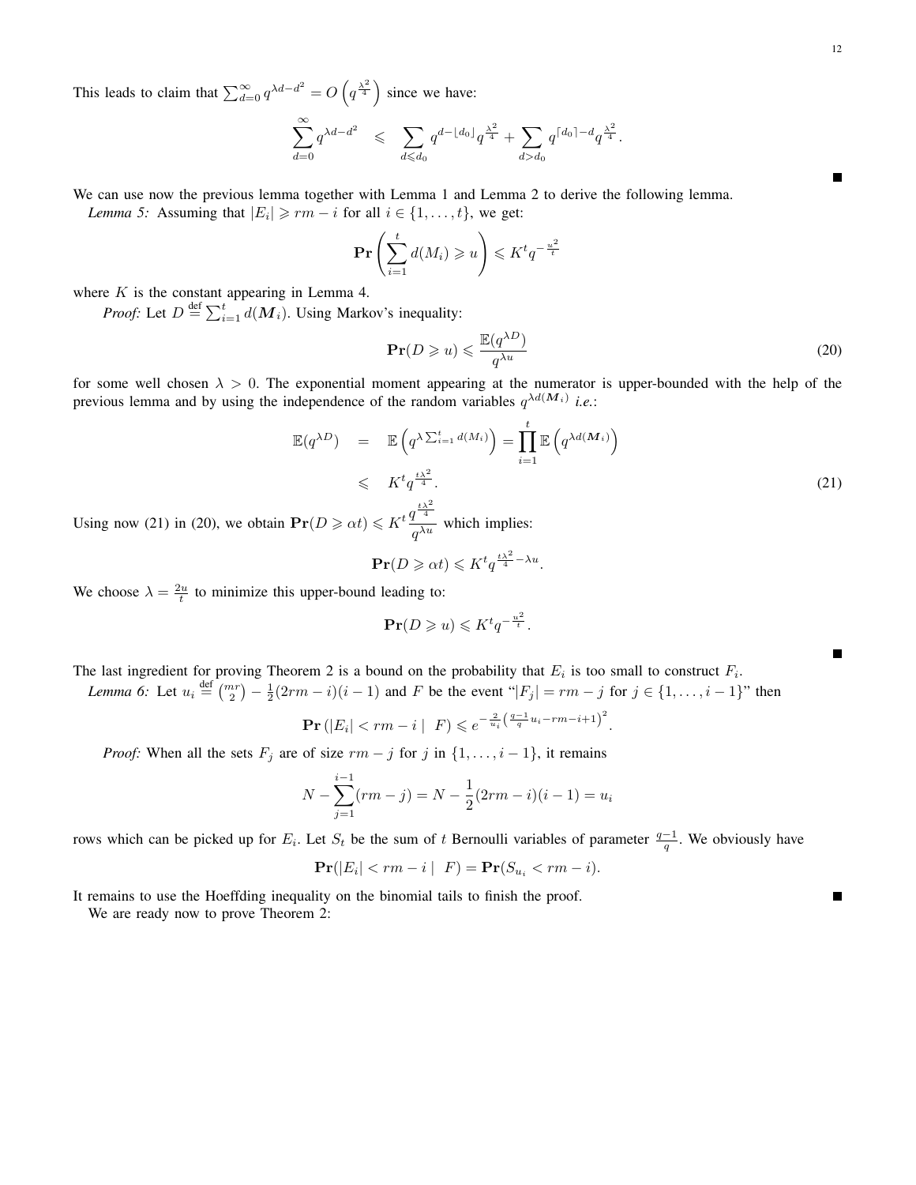This leads to claim that $\sum_{d=0}^{\infty} q^{\lambda d - d^2} = O\left(q^{\frac{\lambda^2}{4}}\right)$ since we have:

$$\sum_{d=0}^{\infty} q^{\lambda d - d^2} \leqslant \sum_{d \leqslant d_0} q^{d - \lfloor d_0 \rfloor} q^{\frac{\lambda^2}{4}} + \sum_{d > d_0} q^{\lceil d_0 \rceil - d} q^{\frac{\lambda^2}{4}}.$$

■

We can use now the previous lemma together with Lemma 1 and Lemma 2 to derive the following lemma.

*Lemma 5:* Assuming that $|E_i| \geqslant rm - i$ for all $i \in \{1, \ldots, t\}$, we get:

$$\mathbf{Pr}\left(\sum_{i=1}^{t} d(M_i) \geqslant u\right) \leqslant K^t q^{-\frac{u^2}{t}}$$

where $K$ is the constant appearing in Lemma 4.

*Proof:* Let $D \stackrel{\text{def}}{=} \sum_{i=1}^{t} d(\boldsymbol{M}_i)$. Using Markov's inequality:

$$\mathbf{Pr}(D \geqslant u) \leqslant \frac{\mathbb{E}(q^{\lambda D})}{q^{\lambda u}} \tag{20}$$

for some well chosen $\lambda > 0$. The exponential moment appearing at the numerator is upper-bounded with the help of the previous lemma and by using the independence of the random variables $q^{\lambda d(\boldsymbol{M}_i)}$ *i.e.*:

$$\begin{aligned}
\mathbb{E}(q^{\lambda D}) &= \mathbb{E}\left(q^{\lambda \sum_{i=1}^{t} d(M_i)}\right) = \prod_{i=1}^{t} \mathbb{E}\left(q^{\lambda d(\boldsymbol{M}_i)}\right) \\
&\leqslant K^t q^{\frac{t\lambda^2}{4}}.
\end{aligned} \tag{21}$$

Using now (21) in (20), we obtain $\mathbf{Pr}(D \geqslant \alpha t) \leqslant K^t \dfrac{q^{\frac{t\lambda^2}{4}}}{q^{\lambda u}}$ which implies:

$$\mathbf{Pr}(D \geqslant \alpha t) \leqslant K^t q^{\frac{t\lambda^2}{4} - \lambda u}.$$

We choose $\lambda = \frac{2u}{t}$ to minimize this upper-bound leading to:

$$\mathbf{Pr}(D \geqslant u) \leqslant K^t q^{-\frac{u^2}{t}}.$$

■

The last ingredient for proving Theorem 2 is a bound on the probability that $E_i$ is too small to construct $F_i$.

*Lemma 6:* Let $u_i \stackrel{\text{def}}{=} \binom{mr}{2} - \frac{1}{2}(2rm - i)(i - 1)$ and $F$ be the event "$|F_j| = rm - j$ for $j \in \{1, \ldots, i-1\}$" then

$$\mathbf{Pr}\left(|E_i| < rm - i \mid F\right) \leqslant e^{-\frac{2}{u_i}\left(\frac{q-1}{q}u_i - rm - i + 1\right)^2}.$$

*Proof:* When all the sets $F_j$ are of size $rm - j$ for $j$ in $\{1, \ldots, i-1\}$, it remains

$$N - \sum_{j=1}^{i-1}(rm - j) = N - \frac{1}{2}(2rm - i)(i - 1) = u_i$$

rows which can be picked up for $E_i$. Let $S_t$ be the sum of $t$ Bernoulli variables of parameter $\frac{q-1}{q}$. We obviously have

$$\mathbf{Pr}(|E_i| < rm - i \mid F) = \mathbf{Pr}(S_{u_i} < rm - i).$$

It remains to use the Hoeffding inequality on the binomial tails to finish the proof. ■

We are ready now to prove Theorem 2: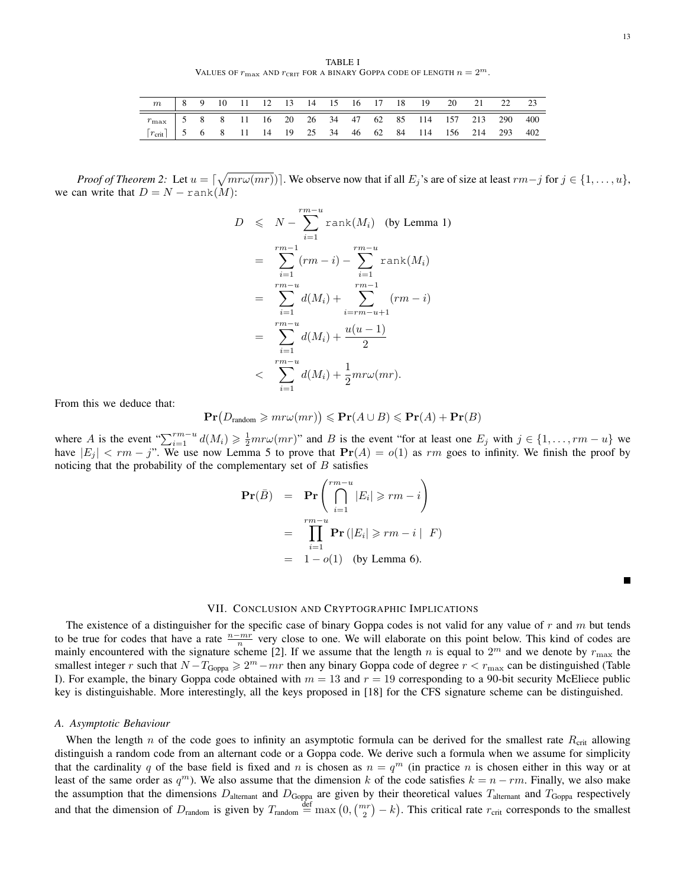TABLE I
VALUES OF $r_{\max}$ AND $r_{\text{CRIT}}$ FOR A BINARY GOPPA CODE OF LENGTH $n = 2^m$.

| $m$ | 8 | 9 | 10 | 11 | 12 | 13 | 14 | 15 | 16 | 17 | 18 | 19 | 20 | 21 | 22 | 23 |
|---|---|---|---|---|---|---|---|---|---|---|---|---|---|---|---|---|
| $r_{\max}$ | 5 | 8 | 8 | 11 | 16 | 20 | 26 | 34 | 47 | 62 | 85 | 114 | 157 | 213 | 290 | 400 |
| $\lceil r_{\text{crit}} \rceil$ | 5 | 6 | 8 | 11 | 14 | 19 | 25 | 34 | 46 | 62 | 84 | 114 | 156 | 214 | 293 | 402 |

*Proof of Theorem 2:* Let $u = \lceil \sqrt{mr\omega(mr)} \rceil$. We observe now that if all $E_j$'s are of size at least $rm-j$ for $j \in \{1, \dots, u\}$, we can write that $D = N - \texttt{rank}(M)$:

$$
\begin{aligned}
D &\leqslant N - \sum_{i=1}^{rm-u} \texttt{rank}(M_i) \quad \text{(by Lemma 1)} \\
&= \sum_{i=1}^{rm-1} (rm - i) - \sum_{i=1}^{rm-u} \texttt{rank}(M_i) \\
&= \sum_{i=1}^{rm-u} d(M_i) + \sum_{i=rm-u+1}^{rm-1} (rm - i) \\
&= \sum_{i=1}^{rm-u} d(M_i) + \frac{u(u-1)}{2} \\
&< \sum_{i=1}^{rm-u} d(M_i) + \frac{1}{2} mr\omega(mr).
\end{aligned}
$$

From this we deduce that:

$$
\mathbf{Pr}\big(D_{\text{random}} \geqslant mr\omega(mr)\big) \leqslant \mathbf{Pr}(A \cup B) \leqslant \mathbf{Pr}(A) + \mathbf{Pr}(B)
$$

where $A$ is the event "$\sum_{i=1}^{rm-u} d(M_i) \geqslant \frac{1}{2} mr\omega(mr)$" and $B$ is the event "for at least one $E_j$ with $j \in \{1, \dots, rm-u\}$ we have $|E_j| < rm - j$". We use now Lemma 5 to prove that $\mathbf{Pr}(A) = o(1)$ as $rm$ goes to infinity. We finish the proof by noticing that the probability of the complementary set of $B$ satisfies

$$
\begin{aligned}
\mathbf{Pr}(\bar{B}) &= \mathbf{Pr}\left( \bigcap_{i=1}^{rm-u} |E_i| \geqslant rm - i \right) \\
&= \prod_{i=1}^{rm-u} \mathbf{Pr}\left( |E_i| \geqslant rm - i \mid F \right) \\
&= 1 - o(1) \quad \text{(by Lemma 6).}
\end{aligned}
$$

■

## VII. Conclusion and Cryptographic Implications

The existence of a distinguisher for the specific case of binary Goppa codes is not valid for any value of $r$ and $m$ but tends to be true for codes that have a rate $\frac{n-mr}{n}$ very close to one. We will elaborate on this point below. This kind of codes are mainly encountered with the signature scheme [2]. If we assume that the length $n$ is equal to $2^m$ and we denote by $r_{\max}$ the smallest integer $r$ such that $N - T_{\text{Goppa}} \geqslant 2^m - mr$ then any binary Goppa code of degree $r < r_{\max}$ can be distinguished (Table I). For example, the binary Goppa code obtained with $m = 13$ and $r = 19$ corresponding to a 90-bit security McEliece public key is distinguishable. More interestingly, all the keys proposed in [18] for the CFS signature scheme can be distinguished.

### A. Asymptotic Behaviour

When the length $n$ of the code goes to infinity an asymptotic formula can be derived for the smallest rate $R_{\text{crit}}$ allowing distinguish a random code from an alternant code or a Goppa code. We derive such a formula when we assume for simplicity that the cardinality $q$ of the base field is fixed and $n$ is chosen as $n = q^m$ (in practice $n$ is chosen either in this way or at least of the same order as $q^m$). We also assume that the dimension $k$ of the code satisfies $k = n - rm$. Finally, we also make the assumption that the dimensions $D_{\text{alternant}}$ and $D_{\text{Goppa}}$ are given by their theoretical values $T_{\text{alternant}}$ and $T_{\text{Goppa}}$ respectively and that the dimension of $D_{\text{random}}$ is given by $T_{\text{random}} \stackrel{\text{def}}{=} \max\left(0, \binom{mr}{2} - k\right)$. This critical rate $r_{\text{crit}}$ corresponds to the smallest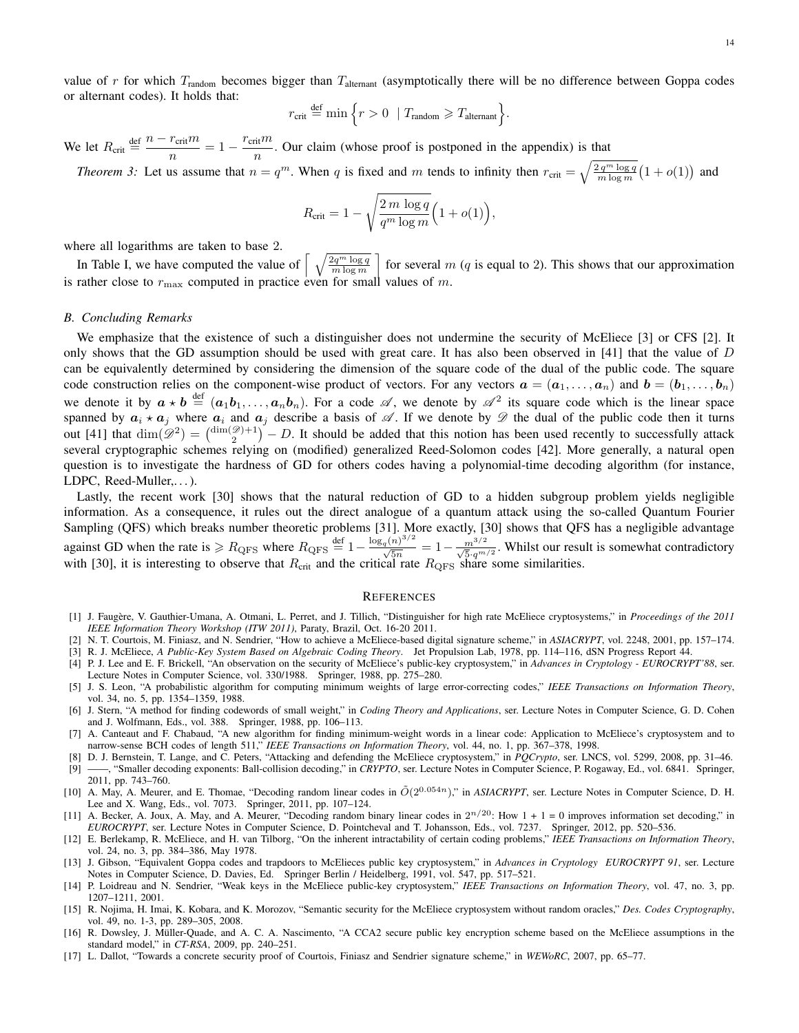value of $r$ for which $T_{\text{random}}$ becomes bigger than $T_{\text{alternant}}$ (asymptotically there will be no difference between Goppa codes or alternant codes). It holds that:

$$r_{\text{crit}} \stackrel{\text{def}}{=} \min \Big\{ r > 0 \ \mid T_{\text{random}} \geqslant T_{\text{alternant}} \Big\}.$$

We let $R_{\text{crit}} \stackrel{\text{def}}{=} \dfrac{n - r_{\text{crit}} m}{n} = 1 - \dfrac{r_{\text{crit}} m}{n}$. Our claim (whose proof is postponed in the appendix) is that

*Theorem 3:* Let us assume that $n = q^m$. When $q$ is fixed and $m$ tends to infinity then $r_{\text{crit}} = \sqrt{\frac{2\, q^m \log q}{m \log m}}\big(1 + o(1)\big)$ and

$$R_{\text{crit}} = 1 - \sqrt{\frac{2\, m \log q}{q^m \log m}}\Big(1 + o(1)\Big),$$

where all logarithms are taken to base 2.

In Table I, we have computed the value of $\left\lceil \sqrt{\frac{2 q^m \log q}{m \log m}} \right\rceil$ for several $m$ ($q$ is equal to 2). This shows that our approximation is rather close to $r_{\max}$ computed in practice even for small values of $m$.

### B. Concluding Remarks

We emphasize that the existence of such a distinguisher does not undermine the security of McEliece [3] or CFS [2]. It only shows that the GD assumption should be used with great care. It has also been observed in [41] that the value of $D$ can be equivalently determined by considering the dimension of the square code of the dual of the public code. The square code construction relies on the component-wise product of vectors. For any vectors $\boldsymbol{a} = (\boldsymbol{a}_1, \ldots, \boldsymbol{a}_n)$ and $\boldsymbol{b} = (\boldsymbol{b}_1, \ldots, \boldsymbol{b}_n)$ we denote it by $\boldsymbol{a} \star \boldsymbol{b} \stackrel{\text{def}}{=} (\boldsymbol{a}_1\boldsymbol{b}_1, \ldots, \boldsymbol{a}_n\boldsymbol{b}_n)$. For a code $\mathscr{A}$, we denote by $\mathscr{A}^2$ its square code which is the linear space spanned by $\boldsymbol{a}_i \star \boldsymbol{a}_j$ where $\boldsymbol{a}_i$ and $\boldsymbol{a}_j$ describe a basis of $\mathscr{A}$. If we denote by $\mathscr{D}$ the dual of the public code then it turns out [41] that $\dim(\mathscr{D}^2) = \binom{\dim(\mathscr{D})+1}{2} - D$. It should be added that this notion has been used recently to successfully attack several cryptographic schemes relying on (modified) generalized Reed-Solomon codes [42]. More generally, a natural open question is to investigate the hardness of GD for others codes having a polynomial-time decoding algorithm (for instance, LDPC, Reed-Muller,…).

Lastly, the recent work [30] shows that the natural reduction of GD to a hidden subgroup problem yields negligible information. As a consequence, it rules out the direct analogue of a quantum attack using the so-called Quantum Fourier Sampling (QFS) which breaks number theoretic problems [31]. More exactly, [30] shows that QFS has a negligible advantage against GD when the rate is $\geqslant R_{\text{QFS}}$ where $R_{\text{QFS}} \stackrel{\text{def}}{=} 1 - \frac{\log_q(n)^{3/2}}{\sqrt{5n}} = 1 - \frac{m^{3/2}}{\sqrt{5} \cdot q^{m/2}}$. Whilst our result is somewhat contradictory with [30], it is interesting to observe that $R_{\text{crit}}$ and the critical rate $R_{\text{QFS}}$ share some similarities.

## References

[1] J. Faugère, V. Gauthier-Umana, A. Otmani, L. Perret, and J. Tillich, "Distinguisher for high rate McEliece cryptosystems," in *Proceedings of the 2011 IEEE Information Theory Workshop (ITW 2011)*, Paraty, Brazil, Oct. 16-20 2011.

[2] N. T. Courtois, M. Finiasz, and N. Sendrier, "How to achieve a McEliece-based digital signature scheme," in *ASIACRYPT*, vol. 2248, 2001, pp. 157–174.

[3] R. J. McEliece, *A Public-Key System Based on Algebraic Coding Theory*. Jet Propulsion Lab, 1978, pp. 114–116, dSN Progress Report 44.

[4] P. J. Lee and E. F. Brickell, "An observation on the security of McEliece's public-key cryptosystem," in *Advances in Cryptology - EUROCRYPT'88*, ser. Lecture Notes in Computer Science, vol. 330/1988. Springer, 1988, pp. 275–280.

[5] J. S. Leon, "A probabilistic algorithm for computing minimum weights of large error-correcting codes," *IEEE Transactions on Information Theory*, vol. 34, no. 5, pp. 1354–1359, 1988.

[6] J. Stern, "A method for finding codewords of small weight," in *Coding Theory and Applications*, ser. Lecture Notes in Computer Science, G. D. Cohen and J. Wolfmann, Eds., vol. 388. Springer, 1988, pp. 106–113.

[7] A. Canteaut and F. Chabaud, "A new algorithm for finding minimum-weight words in a linear code: Application to McEliece's cryptosystem and to narrow-sense BCH codes of length 511," *IEEE Transactions on Information Theory*, vol. 44, no. 1, pp. 367–378, 1998.

[8] D. J. Bernstein, T. Lange, and C. Peters, "Attacking and defending the McEliece cryptosystem," in *PQCrypto*, ser. LNCS, vol. 5299, 2008, pp. 31–46.

[9] ——, "Smaller decoding exponents: Ball-collision decoding," in *CRYPTO*, ser. Lecture Notes in Computer Science, P. Rogaway, Ed., vol. 6841. Springer, 2011, pp. 743–760.

[10] A. May, A. Meurer, and E. Thomae, "Decoding random linear codes in $\tilde{O}(2^{0.054n})$," in *ASIACRYPT*, ser. Lecture Notes in Computer Science, D. H. Lee and X. Wang, Eds., vol. 7073. Springer, 2011, pp. 107–124.

[11] A. Becker, A. Joux, A. May, and A. Meurer, "Decoding random binary linear codes in $2^{n/20}$: How 1 + 1 = 0 improves information set decoding," in *EUROCRYPT*, ser. Lecture Notes in Computer Science, D. Pointcheval and T. Johansson, Eds., vol. 7237. Springer, 2012, pp. 520–536.

[12] E. Berlekamp, R. McEliece, and H. van Tilborg, "On the inherent intractability of certain coding problems," *IEEE Transactions on Information Theory*, vol. 24, no. 3, pp. 384–386, May 1978.

[13] J. Gibson, "Equivalent Goppa codes and trapdoors to McElieces public key cryptosystem," in *Advances in Cryptology EUROCRYPT 91*, ser. Lecture Notes in Computer Science, D. Davies, Ed. Springer Berlin / Heidelberg, 1991, vol. 547, pp. 517–521.

[14] P. Loidreau and N. Sendrier, "Weak keys in the McEliece public-key cryptosystem," *IEEE Transactions on Information Theory*, vol. 47, no. 3, pp. 1207–1211, 2001.

[15] R. Nojima, H. Imai, K. Kobara, and K. Morozov, "Semantic security for the McEliece cryptosystem without random oracles," *Des. Codes Cryptography*, vol. 49, no. 1-3, pp. 289–305, 2008.

[16] R. Dowsley, J. Müller-Quade, and A. C. A. Nascimento, "A CCA2 secure public key encryption scheme based on the McEliece assumptions in the standard model," in *CT-RSA*, 2009, pp. 240–251.

[17] L. Dallot, "Towards a concrete security proof of Courtois, Finiasz and Sendrier signature scheme," in *WEWoRC*, 2007, pp. 65–77.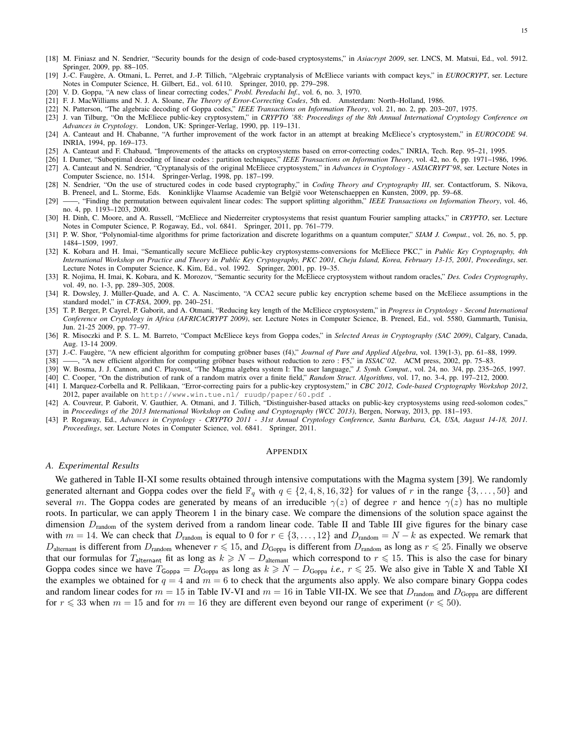[18] M. Finiasz and N. Sendrier, "Security bounds for the design of code-based cryptosystems," in *Asiacrypt 2009*, ser. LNCS, M. Matsui, Ed., vol. 5912. Springer, 2009, pp. 88–105.

[19] J.-C. Faugère, A. Otmani, L. Perret, and J.-P. Tillich, "Algebraic cryptanalysis of McEliece variants with compact keys," in *EUROCRYPT*, ser. Lecture Notes in Computer Science, H. Gilbert, Ed., vol. 6110. Springer, 2010, pp. 279–298.

[20] V. D. Goppa, "A new class of linear correcting codes," *Probl. Peredachi Inf.*, vol. 6, no. 3, 1970.

[21] F. J. MacWilliams and N. J. A. Sloane, *The Theory of Error-Correcting Codes*, 5th ed. Amsterdam: North–Holland, 1986.

[22] N. Patterson, "The algebraic decoding of Goppa codes," *IEEE Transactions on Information Theory*, vol. 21, no. 2, pp. 203–207, 1975.

[23] J. van Tilburg, "On the McEliece public-key cryptosystem," in *CRYPTO '88: Proceedings of the 8th Annual International Cryptology Conference on Advances in Cryptology*. London, UK: Springer-Verlag, 1990, pp. 119–131.

[24] A. Canteaut and H. Chabanne, "A further improvement of the work factor in an attempt at breaking McEliece's cryptosystem," in *EUROCODE 94*. INRIA, 1994, pp. 169–173.

[25] A. Canteaut and F. Chabaud, "Improvements of the attacks on cryptosystems based on error-correcting codes," INRIA, Tech. Rep. 95–21, 1995.

[26] I. Dumer, "Suboptimal decoding of linear codes : partition techniques," *IEEE Transactions on Information Theory*, vol. 42, no. 6, pp. 1971–1986, 1996.

[27] A. Canteaut and N. Sendrier, "Cryptanalysis of the original McEliece cryptosystem," in *Advances in Cryptology - ASIACRYPT'98*, ser. Lecture Notes in Computer Sscience, no. 1514. Springer-Verlag, 1998, pp. 187–199.

[28] N. Sendrier, "On the use of structured codes in code based cryptography," in *Coding Theory and Cryptography III*, ser. Contactforum, S. Nikova, B. Preneel, and L. Storme, Eds. Koninklijke Vlaamse Academie van België voor Wetenschaeppen en Kunsten, 2009, pp. 59–68.

[29] ——, "Finding the permutation between equivalent linear codes: The support splitting algorithm," *IEEE Transactions on Information Theory*, vol. 46, no. 4, pp. 1193–1203, 2000.

[30] H. Dinh, C. Moore, and A. Russell, "McEliece and Niederreiter cryptosystems that resist quantum Fourier sampling attacks," in *CRYPTO*, ser. Lecture Notes in Computer Science, P. Rogaway, Ed., vol. 6841. Springer, 2011, pp. 761–779.

[31] P. W. Shor, "Polynomial-time algorithms for prime factorization and discrete logarithms on a quantum computer," *SIAM J. Comput.*, vol. 26, no. 5, pp. 1484–1509, 1997.

[32] K. Kobara and H. Imai, "Semantically secure McEliece public-key cryptosystems-conversions for McEliece PKC," in *Public Key Cryptography, 4th International Workshop on Practice and Theory in Public Key Cryptography, PKC 2001, Cheju Island, Korea, February 13-15, 2001, Proceedings*, ser. Lecture Notes in Computer Science, K. Kim, Ed., vol. 1992. Springer, 2001, pp. 19–35.

[33] R. Nojima, H. Imai, K. Kobara, and K. Morozov, "Semantic security for the McEliece cryptosystem without random oracles," *Des. Codes Cryptography*, vol. 49, no. 1-3, pp. 289–305, 2008.

[34] R. Dowsley, J. Müller-Quade, and A. C. A. Nascimento, "A CCA2 secure public key encryption scheme based on the McEliece assumptions in the standard model," in *CT-RSA*, 2009, pp. 240–251.

[35] T. P. Berger, P. Cayrel, P. Gaborit, and A. Otmani, "Reducing key length of the McEliece cryptosystem," in *Progress in Cryptology - Second International Conference on Cryptology in Africa (AFRICACRYPT 2009)*, ser. Lecture Notes in Computer Science, B. Preneel, Ed., vol. 5580, Gammarth, Tunisia, Jun. 21-25 2009, pp. 77–97.

[36] R. Misoczki and P. S. L. M. Barreto, "Compact McEliece keys from Goppa codes," in *Selected Areas in Cryptography (SAC 2009)*, Calgary, Canada, Aug. 13-14 2009.

[37] J.-C. Faugère, "A new efficient algorithm for computing gröbner bases (f4)," *Journal of Pure and Applied Algebra*, vol. 139(1-3), pp. 61–88, 1999.

[38] ——, "A new efficient algorithm for computing gröbner bases without reduction to zero : F5," in *ISSAC'02*. ACM press, 2002, pp. 75–83.

[39] W. Bosma, J. J. Cannon, and C. Playoust, "The Magma algebra system I: The user language," *J. Symb. Comput.*, vol. 24, no. 3/4, pp. 235–265, 1997.

[40] C. Cooper, "On the distribution of rank of a random matrix over a finite field," *Random Struct. Algorithms*, vol. 17, no. 3-4, pp. 197–212, 2000.

[41] I. Marquez-Corbella and R. Pellikaan, "Error-correcting pairs for a public-key cryptosystem," in *CBC 2012, Code-based Cryptography Workshop 2012*, 2012, paper available on `http://www.win.tue.nl/ ruudp/paper/60.pdf` .

[42] A. Couvreur, P. Gaborit, V. Gauthier, A. Otmani, and J. Tillich, "Distinguisher-based attacks on public-key cryptosystems using reed-solomon codes," in *Proceedings of the 2013 International Workshop on Coding and Cryptography (WCC 2013)*, Bergen, Norway, 2013, pp. 181–193.

[43] P. Rogaway, Ed., *Advances in Cryptology - CRYPTO 2011 - 31st Annual Cryptology Conference, Santa Barbara, CA, USA, August 14-18, 2011. Proceedings*, ser. Lecture Notes in Computer Science, vol. 6841. Springer, 2011.

# Appendix

## A. Experimental Results

We gathered in Table II-XI some results obtained through intensive computations with the Magma system [39]. We randomly generated alternant and Goppa codes over the field $\mathbb{F}_q$ with $q \in \{2, 4, 8, 16, 32\}$ for values of $r$ in the range $\{3, \dots, 50\}$ and several $m$. The Goppa codes are generated by means of an irreducible $\gamma(z)$ of degree $r$ and hence $\gamma(z)$ has no multiple roots. In particular, we can apply Theorem 1 in the binary case. We compare the dimensions of the solution space against the dimension $D_{\text{random}}$ of the system derived from a random linear code. Table II and Table III give figures for the binary case with $m = 14$. We can check that $D_{\text{random}}$ is equal to 0 for $r \in \{3, \dots, 12\}$ and $D_{\text{random}} = N - k$ as expected. We remark that $D_{\text{alternant}}$ is different from $D_{\text{random}}$ whenever $r \leqslant 15$, and $D_{\text{Goppa}}$ is different from $D_{\text{random}}$ as long as $r \leqslant 25$. Finally we observe that our formulas for $T_{\mathsf{alternant}}$ fit as long as $k \geqslant N - D_{\text{alternant}}$ which correspond to $r \leqslant 15$. This is also the case for binary Goppa codes since we have $T_{\mathsf{Goppa}} = D_{\text{Goppa}}$ as long as $k \geqslant N - D_{\text{Goppa}}$ *i.e.,* $r \leqslant 25$. We also give in Table X and Table XI the examples we obtained for $q = 4$ and $m = 6$ to check that the arguments also apply. We also compare binary Goppa codes and random linear codes for $m = 15$ in Table IV-VI and $m = 16$ in Table VII-IX. We see that $D_{\text{random}}$ and $D_{\text{Goppa}}$ are different for $r \leqslant 33$ when $m = 15$ and for $m = 16$ they are different even beyond our range of experiment ($r \leqslant 50$).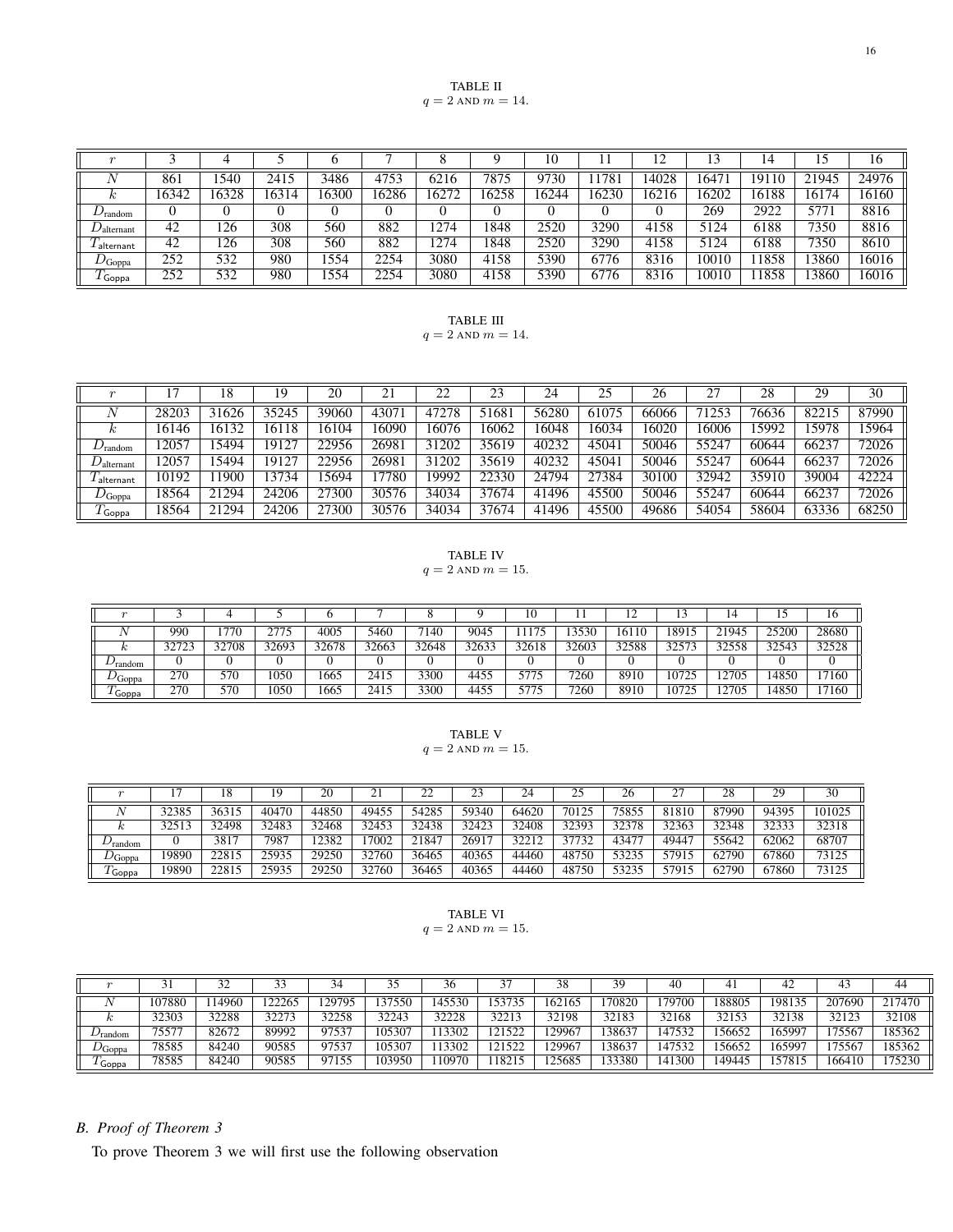TABLE II
$q = 2$ AND $m = 14$.

| $r$ | 3 | 4 | 5 | 6 | 7 | 8 | 9 | 10 | 11 | 12 | 13 | 14 | 15 | 16 |
|---|---|---|---|---|---|---|---|---|---|---|---|---|---|---|
| $N$ | 861 | 1540 | 2415 | 3486 | 4753 | 6216 | 7875 | 9730 | 11781 | 14028 | 16471 | 19110 | 21945 | 24976 |
| $k$ | 16342 | 16328 | 16314 | 16300 | 16286 | 16272 | 16258 | 16244 | 16230 | 16216 | 16202 | 16188 | 16174 | 16160 |
| $D_{\text{random}}$ | 0 | 0 | 0 | 0 | 0 | 0 | 0 | 0 | 0 | 0 | 269 | 2922 | 5771 | 8816 |
| $D_{\text{alternant}}$ | 42 | 126 | 308 | 560 | 882 | 1274 | 1848 | 2520 | 3290 | 4158 | 5124 | 6188 | 7350 | 8816 |
| $T_{\text{alternant}}$ | 42 | 126 | 308 | 560 | 882 | 1274 | 1848 | 2520 | 3290 | 4158 | 5124 | 6188 | 7350 | 8610 |
| $D_{\text{Goppa}}$ | 252 | 532 | 980 | 1554 | 2254 | 3080 | 4158 | 5390 | 6776 | 8316 | 10010 | 11858 | 13860 | 16016 |
| $T_{\text{Goppa}}$ | 252 | 532 | 980 | 1554 | 2254 | 3080 | 4158 | 5390 | 6776 | 8316 | 10010 | 11858 | 13860 | 16016 |

TABLE III
$q = 2$ AND $m = 14$.

| $r$ | 17 | 18 | 19 | 20 | 21 | 22 | 23 | 24 | 25 | 26 | 27 | 28 | 29 | 30 |
|---|---|---|---|---|---|---|---|---|---|---|---|---|---|---|
| $N$ | 28203 | 31626 | 35245 | 39060 | 43071 | 47278 | 51681 | 56280 | 61075 | 66066 | 71253 | 76636 | 82215 | 87990 |
| $k$ | 16146 | 16132 | 16118 | 16104 | 16090 | 16076 | 16062 | 16048 | 16034 | 16020 | 16006 | 15992 | 15978 | 15964 |
| $D_{\text{random}}$ | 12057 | 15494 | 19127 | 22956 | 26981 | 31202 | 35619 | 40232 | 45041 | 50046 | 55247 | 60644 | 66237 | 72026 |
| $D_{\text{alternant}}$ | 12057 | 15494 | 19127 | 22956 | 26981 | 31202 | 35619 | 40232 | 45041 | 50046 | 55247 | 60644 | 66237 | 72026 |
| $T_{\text{alternant}}$ | 10192 | 11900 | 13734 | 15694 | 17780 | 19992 | 22330 | 24794 | 27384 | 30100 | 32942 | 35910 | 39004 | 42224 |
| $D_{\text{Goppa}}$ | 18564 | 21294 | 24206 | 27300 | 30576 | 34034 | 37674 | 41496 | 45500 | 50046 | 55247 | 60644 | 66237 | 72026 |
| $T_{\text{Goppa}}$ | 18564 | 21294 | 24206 | 27300 | 30576 | 34034 | 37674 | 41496 | 45500 | 49686 | 54054 | 58604 | 63336 | 68250 |

TABLE IV
$q = 2$ AND $m = 15$.

| $r$ | 3 | 4 | 5 | 6 | 7 | 8 | 9 | 10 | 11 | 12 | 13 | 14 | 15 | 16 |
|---|---|---|---|---|---|---|---|---|---|---|---|---|---|---|
| $N$ | 990 | 1770 | 2775 | 4005 | 5460 | 7140 | 9045 | 11175 | 13530 | 16110 | 18915 | 21945 | 25200 | 28680 |
| $k$ | 32723 | 32708 | 32693 | 32678 | 32663 | 32648 | 32633 | 32618 | 32603 | 32588 | 32573 | 32558 | 32543 | 32528 |
| $D_{\text{random}}$ | 0 | 0 | 0 | 0 | 0 | 0 | 0 | 0 | 0 | 0 | 0 | 0 | 0 | 0 |
| $D_{\text{Goppa}}$ | 270 | 570 | 1050 | 1665 | 2415 | 3300 | 4455 | 5775 | 7260 | 8910 | 10725 | 12705 | 14850 | 17160 |
| $T_{\text{Goppa}}$ | 270 | 570 | 1050 | 1665 | 2415 | 3300 | 4455 | 5775 | 7260 | 8910 | 10725 | 12705 | 14850 | 17160 |

TABLE V
$q = 2$ AND $m = 15$.

| $r$ | 17 | 18 | 19 | 20 | 21 | 22 | 23 | 24 | 25 | 26 | 27 | 28 | 29 | 30 |
|---|---|---|---|---|---|---|---|---|---|---|---|---|---|---|
| $N$ | 32385 | 36315 | 40470 | 44850 | 49455 | 54285 | 59340 | 64620 | 70125 | 75855 | 81810 | 87990 | 94395 | 101025 |
| $k$ | 32513 | 32498 | 32483 | 32468 | 32453 | 32438 | 32423 | 32408 | 32393 | 32378 | 32363 | 32348 | 32333 | 32318 |
| $D_{\text{random}}$ | 0 | 3817 | 7987 | 12382 | 17002 | 21847 | 26917 | 32212 | 37732 | 43477 | 49447 | 55642 | 62062 | 68707 |
| $D_{\text{Goppa}}$ | 19890 | 22815 | 25935 | 29250 | 32760 | 36465 | 40365 | 44460 | 48750 | 53235 | 57915 | 62790 | 67860 | 73125 |
| $T_{\text{Goppa}}$ | 19890 | 22815 | 25935 | 29250 | 32760 | 36465 | 40365 | 44460 | 48750 | 53235 | 57915 | 62790 | 67860 | 73125 |

TABLE VI
$q = 2$ AND $m = 15$.

| $r$ | 31 | 32 | 33 | 34 | 35 | 36 | 37 | 38 | 39 | 40 | 41 | 42 | 43 | 44 |
|---|---|---|---|---|---|---|---|---|---|---|---|---|---|---|
| $N$ | 107880 | 114960 | 122265 | 129795 | 137550 | 145530 | 153735 | 162165 | 170820 | 179700 | 188805 | 198135 | 207690 | 217470 |
| $k$ | 32303 | 32288 | 32273 | 32258 | 32243 | 32228 | 32213 | 32198 | 32183 | 32168 | 32153 | 32138 | 32123 | 32108 |
| $D_{\text{random}}$ | 75577 | 82672 | 89992 | 97537 | 105307 | 113302 | 121522 | 129967 | 138637 | 147532 | 156652 | 165997 | 175567 | 185362 |
| $D_{\text{Goppa}}$ | 78585 | 84240 | 90585 | 97537 | 105307 | 113302 | 121522 | 129967 | 138637 | 147532 | 156652 | 165997 | 175567 | 185362 |
| $T_{\text{Goppa}}$ | 78585 | 84240 | 90585 | 97155 | 103950 | 110970 | 118215 | 125685 | 133380 | 141300 | 149445 | 157815 | 166410 | 175230 |

## B. Proof of Theorem 3

To prove Theorem 3 we will first use the following observation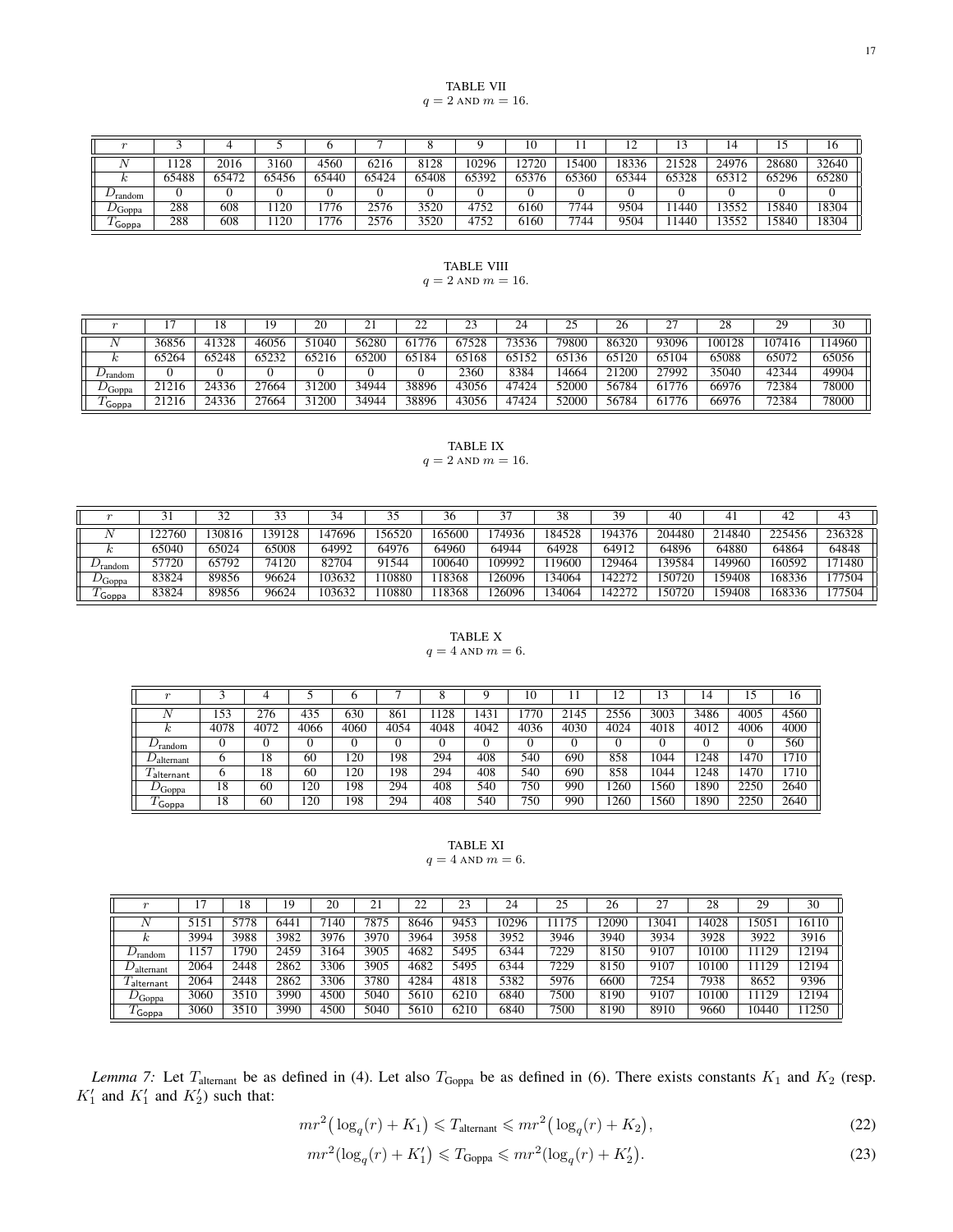TABLE VII
$q = 2$ AND $m = 16$.

| $r$ | 3 | 4 | 5 | 6 | 7 | 8 | 9 | 10 | 11 | 12 | 13 | 14 | 15 | 16 |
|---|---|---|---|---|---|---|---|---|---|---|---|---|---|---|
| $N$ | 1128 | 2016 | 3160 | 4560 | 6216 | 8128 | 10296 | 12720 | 15400 | 18336 | 21528 | 24976 | 28680 | 32640 |
| $k$ | 65488 | 65472 | 65456 | 65440 | 65424 | 65408 | 65392 | 65376 | 65360 | 65344 | 65328 | 65312 | 65296 | 65280 |
| $D_{\text{random}}$ | 0 | 0 | 0 | 0 | 0 | 0 | 0 | 0 | 0 | 0 | 0 | 0 | 0 | 0 |
| $D_{\text{Goppa}}$ | 288 | 608 | 1120 | 1776 | 2576 | 3520 | 4752 | 6160 | 7744 | 9504 | 11440 | 13552 | 15840 | 18304 |
| $T_{\text{Goppa}}$ | 288 | 608 | 1120 | 1776 | 2576 | 3520 | 4752 | 6160 | 7744 | 9504 | 11440 | 13552 | 15840 | 18304 |

TABLE VIII
$q = 2$ AND $m = 16$.

| $r$ | 17 | 18 | 19 | 20 | 21 | 22 | 23 | 24 | 25 | 26 | 27 | 28 | 29 | 30 |
|---|---|---|---|---|---|---|---|---|---|---|---|---|---|---|
| $N$ | 36856 | 41328 | 46056 | 51040 | 56280 | 61776 | 67528 | 73536 | 79800 | 86320 | 93096 | 100128 | 107416 | 114960 |
| $k$ | 65264 | 65248 | 65232 | 65216 | 65200 | 65184 | 65168 | 65152 | 65136 | 65120 | 65104 | 65088 | 65072 | 65056 |
| $D_{\text{random}}$ | 0 | 0 | 0 | 0 | 0 | 0 | 2360 | 8384 | 14664 | 21200 | 27992 | 35040 | 42344 | 49904 |
| $D_{\text{Goppa}}$ | 21216 | 24336 | 27664 | 31200 | 34944 | 38896 | 43056 | 47424 | 52000 | 56784 | 61776 | 66976 | 72384 | 78000 |
| $T_{\text{Goppa}}$ | 21216 | 24336 | 27664 | 31200 | 34944 | 38896 | 43056 | 47424 | 52000 | 56784 | 61776 | 66976 | 72384 | 78000 |

TABLE IX
$q = 2$ AND $m = 16$.

| $r$ | 31 | 32 | 33 | 34 | 35 | 36 | 37 | 38 | 39 | 40 | 41 | 42 | 43 |
|---|---|---|---|---|---|---|---|---|---|---|---|---|---|
| $N$ | 122760 | 130816 | 139128 | 147696 | 156520 | 165600 | 174936 | 184528 | 194376 | 204480 | 214840 | 225456 | 236328 |
| $k$ | 65040 | 65024 | 65008 | 64992 | 64976 | 64960 | 64944 | 64928 | 64912 | 64896 | 64880 | 64864 | 64848 |
| $D_{\text{random}}$ | 57720 | 65792 | 74120 | 82704 | 91544 | 100640 | 109992 | 119600 | 129464 | 139584 | 149960 | 160592 | 171480 |
| $D_{\text{Goppa}}$ | 83824 | 89856 | 96624 | 103632 | 110880 | 118368 | 126096 | 134064 | 142272 | 150720 | 159408 | 168336 | 177504 |
| $T_{\text{Goppa}}$ | 83824 | 89856 | 96624 | 103632 | 110880 | 118368 | 126096 | 134064 | 142272 | 150720 | 159408 | 168336 | 177504 |

TABLE X
$q = 4$ AND $m = 6$.

| $r$ | 3 | 4 | 5 | 6 | 7 | 8 | 9 | 10 | 11 | 12 | 13 | 14 | 15 | 16 |
|---|---|---|---|---|---|---|---|---|---|---|---|---|---|---|
| $N$ | 153 | 276 | 435 | 630 | 861 | 1128 | 1431 | 1770 | 2145 | 2556 | 3003 | 3486 | 4005 | 4560 |
| $k$ | 4078 | 4072 | 4066 | 4060 | 4054 | 4048 | 4042 | 4036 | 4030 | 4024 | 4018 | 4012 | 4006 | 4000 |
| $D_{\text{random}}$ | 0 | 0 | 0 | 0 | 0 | 0 | 0 | 0 | 0 | 0 | 0 | 0 | 0 | 560 |
| $D_{\text{alternant}}$ | 6 | 18 | 60 | 120 | 198 | 294 | 408 | 540 | 690 | 858 | 1044 | 1248 | 1470 | 1710 |
| $T_{\text{alternant}}$ | 6 | 18 | 60 | 120 | 198 | 294 | 408 | 540 | 690 | 858 | 1044 | 1248 | 1470 | 1710 |
| $D_{\text{Goppa}}$ | 18 | 60 | 120 | 198 | 294 | 408 | 540 | 750 | 990 | 1260 | 1560 | 1890 | 2250 | 2640 |
| $T_{\text{Goppa}}$ | 18 | 60 | 120 | 198 | 294 | 408 | 540 | 750 | 990 | 1260 | 1560 | 1890 | 2250 | 2640 |

TABLE XI
$q = 4$ AND $m = 6$.

| $r$ | 17 | 18 | 19 | 20 | 21 | 22 | 23 | 24 | 25 | 26 | 27 | 28 | 29 | 30 |
|---|---|---|---|---|---|---|---|---|---|---|---|---|---|---|
| $N$ | 5151 | 5778 | 6441 | 7140 | 7875 | 8646 | 9453 | 10296 | 11175 | 12090 | 13041 | 14028 | 15051 | 16110 |
| $k$ | 3994 | 3988 | 3982 | 3976 | 3970 | 3964 | 3958 | 3952 | 3946 | 3940 | 3934 | 3928 | 3922 | 3916 |
| $D_{\text{random}}$ | 1157 | 1790 | 2459 | 3164 | 3905 | 4682 | 5495 | 6344 | 7229 | 8150 | 9107 | 10100 | 11129 | 12194 |
| $D_{\text{alternant}}$ | 2064 | 2448 | 2862 | 3306 | 3905 | 4682 | 5495 | 6344 | 7229 | 8150 | 9107 | 10100 | 11129 | 12194 |
| $T_{\text{alternant}}$ | 2064 | 2448 | 2862 | 3306 | 3780 | 4284 | 4818 | 5382 | 5976 | 6600 | 7254 | 7938 | 8652 | 9396 |
| $D_{\text{Goppa}}$ | 3060 | 3510 | 3990 | 4500 | 5040 | 5610 | 6210 | 6840 | 7500 | 8190 | 9107 | 10100 | 11129 | 12194 |
| $T_{\text{Goppa}}$ | 3060 | 3510 | 3990 | 4500 | 5040 | 5610 | 6210 | 6840 | 7500 | 8190 | 8910 | 9660 | 10440 | 11250 |

*Lemma 7:* Let $T_{\text{alternant}}$ be as defined in (4). Let also $T_{\text{Goppa}}$ be as defined in (6). There exists constants $K_1$ and $K_2$ (resp. $K_1'$ and $K_1'$ and $K_2'$) such that:

$$mr^2\big(\log_q(r) + K_1\big) \leqslant T_{\text{alternant}} \leqslant mr^2\big(\log_q(r) + K_2\big), \tag{22}$$

$$mr^2(\log_q(r) + K_1') \leqslant T_{\text{Goppa}} \leqslant mr^2(\log_q(r) + K_2'). \tag{23}$$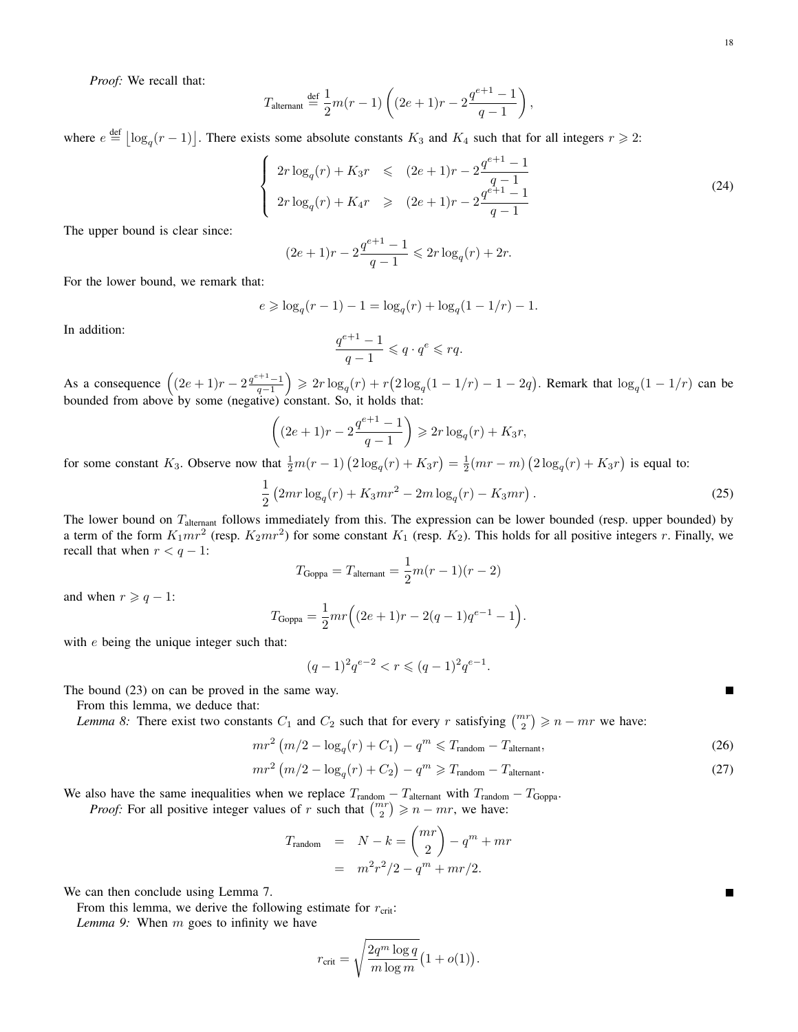*Proof:* We recall that:

$$T_{\text{alternant}} \stackrel{\text{def}}{=} \frac{1}{2}m(r-1)\left((2e+1)r - 2\frac{q^{e+1}-1}{q-1}\right),$$

where $e \stackrel{\text{def}}{=} \lfloor \log_q(r-1) \rfloor$. There exists some absolute constants $K_3$ and $K_4$ such that for all integers $r \geqslant 2$:

$$\left\{ \begin{array}{lcl} 2r\log_q(r) + K_3 r & \leqslant & (2e+1)r - 2\dfrac{q^{e+1}-1}{q-1} \\ 2r\log_q(r) + K_4 r & \geqslant & (2e+1)r - 2\dfrac{q^{e+1}-1}{q-1} \end{array} \right. \tag{24}$$

The upper bound is clear since:

$$(2e+1)r - 2\frac{q^{e+1}-1}{q-1} \leqslant 2r\log_q(r) + 2r.$$

For the lower bound, we remark that:

$$e \geqslant \log_q(r-1) - 1 = \log_q(r) + \log_q(1-1/r) - 1.$$

In addition:

$$\frac{q^{e+1}-1}{q-1} \leqslant q \cdot q^e \leqslant rq.$$

As a consequence $\left((2e+1)r - 2\frac{q^{e+1}-1}{q-1}\right) \geqslant 2r\log_q(r) + r\big(2\log_q(1-1/r) - 1 - 2q\big)$. Remark that $\log_q(1-1/r)$ can be bounded from above by some (negative) constant. So, it holds that:

$$\left((2e+1)r - 2\frac{q^{e+1}-1}{q-1}\right) \geqslant 2r\log_q(r) + K_3 r,$$

for some constant $K_3$. Observe now that $\frac{1}{2}m(r-1)\left(2\log_q(r) + K_3 r\right) = \frac{1}{2}(mr-m)\left(2\log_q(r) + K_3 r\right)$ is equal to:

$$\frac{1}{2}\left(2mr\log_q(r) + K_3 mr^2 - 2m\log_q(r) - K_3 mr\right). \tag{25}$$

The lower bound on $T_{\text{alternant}}$ follows immediately from this. The expression can be lower bounded (resp. upper bounded) by a term of the form $K_1 mr^2$ (resp. $K_2 mr^2$) for some constant $K_1$ (resp. $K_2$). This holds for all positive integers $r$. Finally, we recall that when $r < q-1$:

$$T_{\text{Goppa}} = T_{\text{alternant}} = \frac{1}{2}m(r-1)(r-2)$$

and when $r \geqslant q-1$:

$$T_{\text{Goppa}} = \frac{1}{2}mr\Big((2e+1)r - 2(q-1)q^{e-1} - 1\Big).$$

with $e$ being the unique integer such that:

$$(q-1)^2 q^{e-2} < r \leqslant (q-1)^2 q^{e-1}.$$

The bound (23) on can be proved in the same way. ∎

From this lemma, we deduce that:

*Lemma 8:* There exist two constants $C_1$ and $C_2$ such that for every $r$ satisfying $\binom{mr}{2} \geqslant n - mr$ we have:

$$mr^2\left(m/2 - \log_q(r) + C_1\right) - q^m \leqslant T_{\text{random}} - T_{\text{alternant}}, \tag{26}$$

$$mr^2\left(m/2 - \log_q(r) + C_2\right) - q^m \geqslant T_{\text{random}} - T_{\text{alternant}}. \tag{27}$$

We also have the same inequalities when we replace $T_{\text{random}} - T_{\text{alternant}}$ with $T_{\text{random}} - T_{\text{Goppa}}$.

*Proof:* For all positive integer values of $r$ such that $\binom{mr}{2} \geqslant n - mr$, we have:

$$\begin{aligned} T_{\text{random}} &= N - k = \binom{mr}{2} - q^m + mr \\ &= m^2r^2/2 - q^m + mr/2. \end{aligned}$$

We can then conclude using Lemma 7. ∎

From this lemma, we derive the following estimate for $r_{\text{crit}}$:

*Lemma 9:* When $m$ goes to infinity we have

$$r_{\text{crit}} = \sqrt{\frac{2q^m \log q}{m \log m}}\big(1 + o(1)\big).$$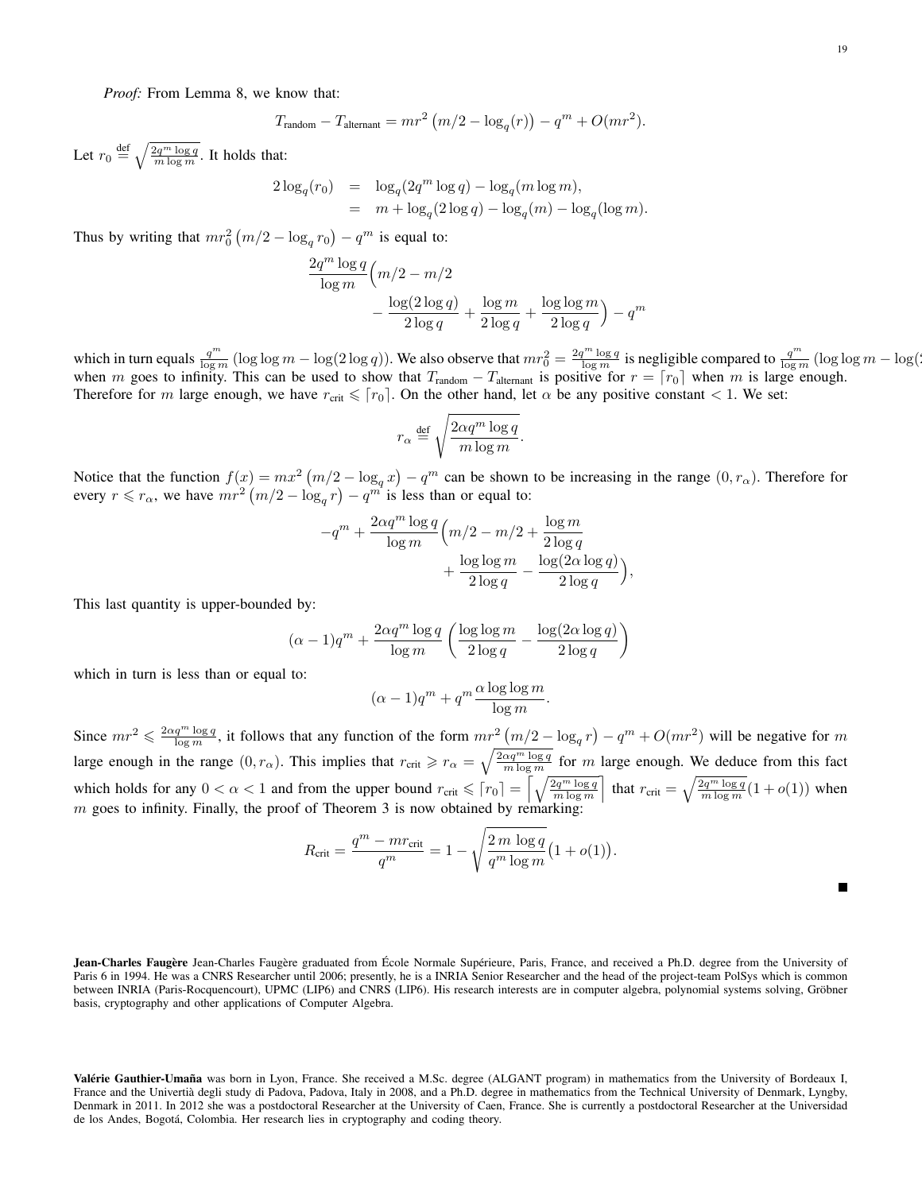*Proof:* From Lemma 8, we know that:

$$T_{\text{random}} - T_{\text{alternant}} = mr^2\left(m/2 - \log_q(r)\right) - q^m + O(mr^2).$$

Let $r_0 \overset{\text{def}}{=} \sqrt{\frac{2q^m \log q}{m \log m}}$. It holds that:

$$\begin{aligned} 2\log_q(r_0) &= \log_q(2q^m \log q) - \log_q(m \log m), \\ &= m + \log_q(2\log q) - \log_q(m) - \log_q(\log m). \end{aligned}$$

Thus by writing that $mr_0^2\left(m/2 - \log_q r_0\right) - q^m$ is equal to:

$$\frac{2q^m \log q}{\log m}\Big(m/2 - m/2 - \frac{\log(2\log q)}{2\log q} + \frac{\log m}{2\log q} + \frac{\log\log m}{2\log q}\Big) - q^m$$

which in turn equals $\frac{q^m}{\log m}\left(\log\log m - \log(2\log q)\right)$. We also observe that $mr_0^2 = \frac{2q^m \log q}{\log m}$ is negligible compared to $\frac{q^m}{\log m}\left(\log\log m - \log(2\log q)\right)$ when $m$ goes to infinity. This can be used to show that $T_{\text{random}} - T_{\text{alternant}}$ is positive for $r = \lceil r_0 \rceil$ when $m$ is large enough. Therefore for $m$ large enough, we have $r_{\text{crit}} \leqslant \lceil r_0 \rceil$. On the other hand, let $\alpha$ be any positive constant $< 1$. We set:

$$r_\alpha \overset{\text{def}}{=} \sqrt{\frac{2\alpha q^m \log q}{m \log m}}.$$

Notice that the function $f(x) = mx^2\left(m/2 - \log_q x\right) - q^m$ can be shown to be increasing in the range $(0, r_\alpha)$. Therefore for every $r \leqslant r_\alpha$, we have $mr^2\left(m/2 - \log_q r\right) - q^m$ is less than or equal to:

$$-q^m + \frac{2\alpha q^m \log q}{\log m}\Big(m/2 - m/2 + \frac{\log m}{2\log q} + \frac{\log\log m}{2\log q} - \frac{\log(2\alpha \log q)}{2\log q}\Big),$$

This last quantity is upper-bounded by:

$$(\alpha - 1)q^m + \frac{2\alpha q^m \log q}{\log m}\left(\frac{\log\log m}{2\log q} - \frac{\log(2\alpha\log q)}{2\log q}\right)$$

which in turn is less than or equal to:

$$(\alpha - 1)q^m + q^m \frac{\alpha \log\log m}{\log m}.$$

Since $mr^2 \leqslant \frac{2\alpha q^m \log q}{\log m}$, it follows that any function of the form $mr^2\left(m/2 - \log_q r\right) - q^m + O(mr^2)$ will be negative for $m$ large enough in the range $(0, r_\alpha)$. This implies that $r_{\text{crit}} \geqslant r_\alpha = \sqrt{\frac{2\alpha q^m \log q}{m \log m}}$ for $m$ large enough. We deduce from this fact which holds for any $0 < \alpha < 1$ and from the upper bound $r_{\text{crit}} \leqslant \lceil r_0 \rceil = \left\lceil \sqrt{\frac{2q^m \log q}{m \log m}} \right\rceil$ that $r_{\text{crit}} = \sqrt{\frac{2q^m \log q}{m \log m}}(1 + o(1))$ when $m$ goes to infinity. Finally, the proof of Theorem 3 is now obtained by remarking:

$$R_{\text{crit}} = \frac{q^m - mr_{\text{crit}}}{q^m} = 1 - \sqrt{\frac{2\, m\, \log q}{q^m \log m}}\big(1 + o(1)\big).$$

■

**Jean-Charles Faugère** Jean-Charles Faugère graduated from École Normale Supérieure, Paris, France, and received a Ph.D. degree from the University of Paris 6 in 1994. He was a CNRS Researcher until 2006; presently, he is a INRIA Senior Researcher and the head of the project-team PolSys which is common between INRIA (Paris-Rocquencourt), UPMC (LIP6) and CNRS (LIP6). His research interests are in computer algebra, polynomial systems solving, Gröbner basis, cryptography and other applications of Computer Algebra.

**Valérie Gauthier-Umaña** was born in Lyon, France. She received a M.Sc. degree (ALGANT program) in mathematics from the University of Bordeaux I, France and the Univertià degli study di Padova, Padova, Italy in 2008, and a Ph.D. degree in mathematics from the Technical University of Denmark, Lyngby, Denmark in 2011. In 2012 she was a postdoctoral Researcher at the University of Caen, France. She is currently a postdoctoral Researcher at the Universidad de los Andes, Bogotá, Colombia. Her research lies in cryptography and coding theory.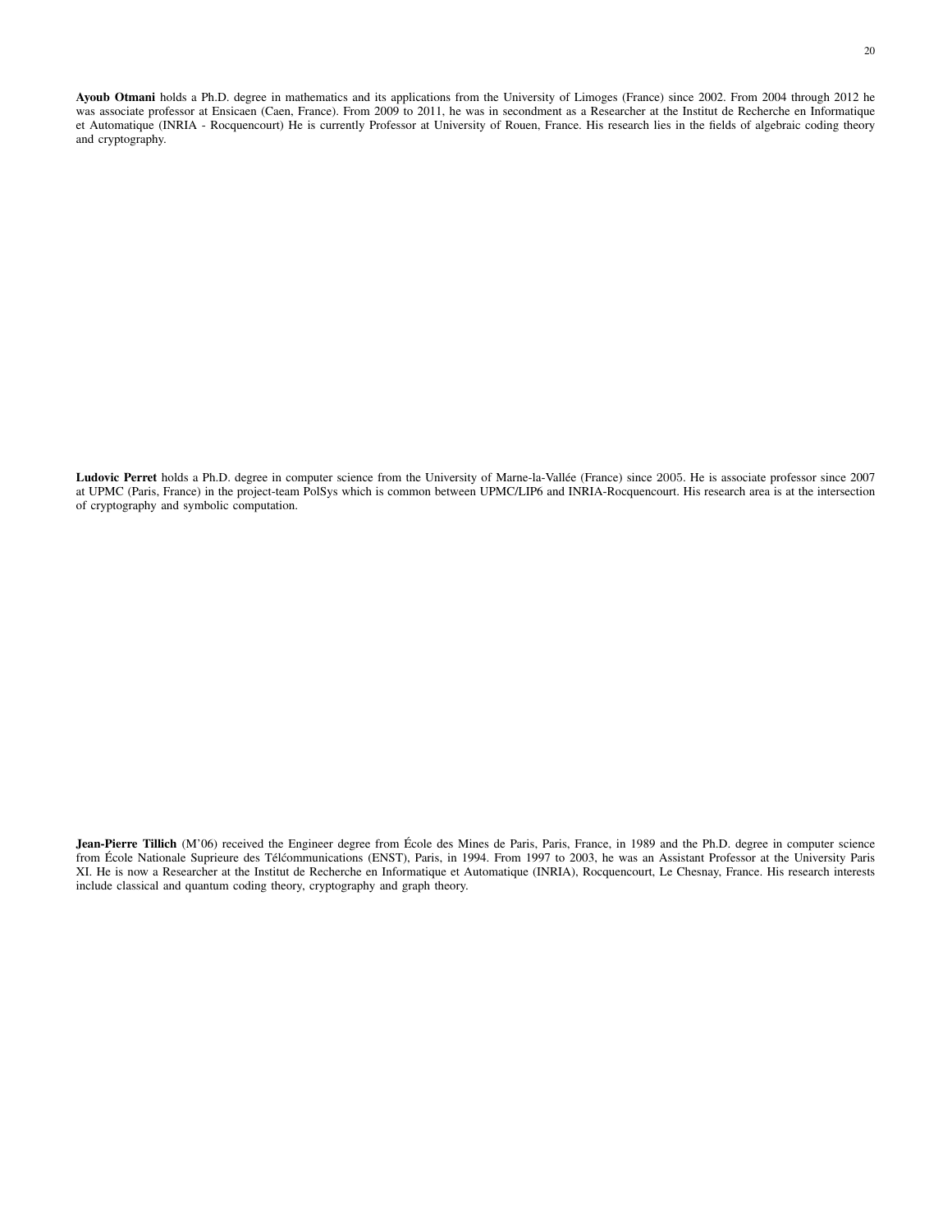**Ayoub Otmani** holds a Ph.D. degree in mathematics and its applications from the University of Limoges (France) since 2002. From 2004 through 2012 he was associate professor at Ensicaen (Caen, France). From 2009 to 2011, he was in secondment as a Researcher at the Institut de Recherche en Informatique et Automatique (INRIA - Rocquencourt) He is currently Professor at University of Rouen, France. His research lies in the fields of algebraic coding theory and cryptography.

**Ludovic Perret** holds a Ph.D. degree in computer science from the University of Marne-la-Vallée (France) since 2005. He is associate professor since 2007 at UPMC (Paris, France) in the project-team PolSys which is common between UPMC/LIP6 and INRIA-Rocquencourt. His research area is at the intersection of cryptography and symbolic computation.

**Jean-Pierre Tillich** (M'06) received the Engineer degree from École des Mines de Paris, Paris, France, in 1989 and the Ph.D. degree in computer science from École Nationale Suprieure des Télécommunications (ENST), Paris, in 1994. From 1997 to 2003, he was an Assistant Professor at the University Paris XI. He is now a Researcher at the Institut de Recherche en Informatique et Automatique (INRIA), Rocquencourt, Le Chesnay, France. His research interests include classical and quantum coding theory, cryptography and graph theory.